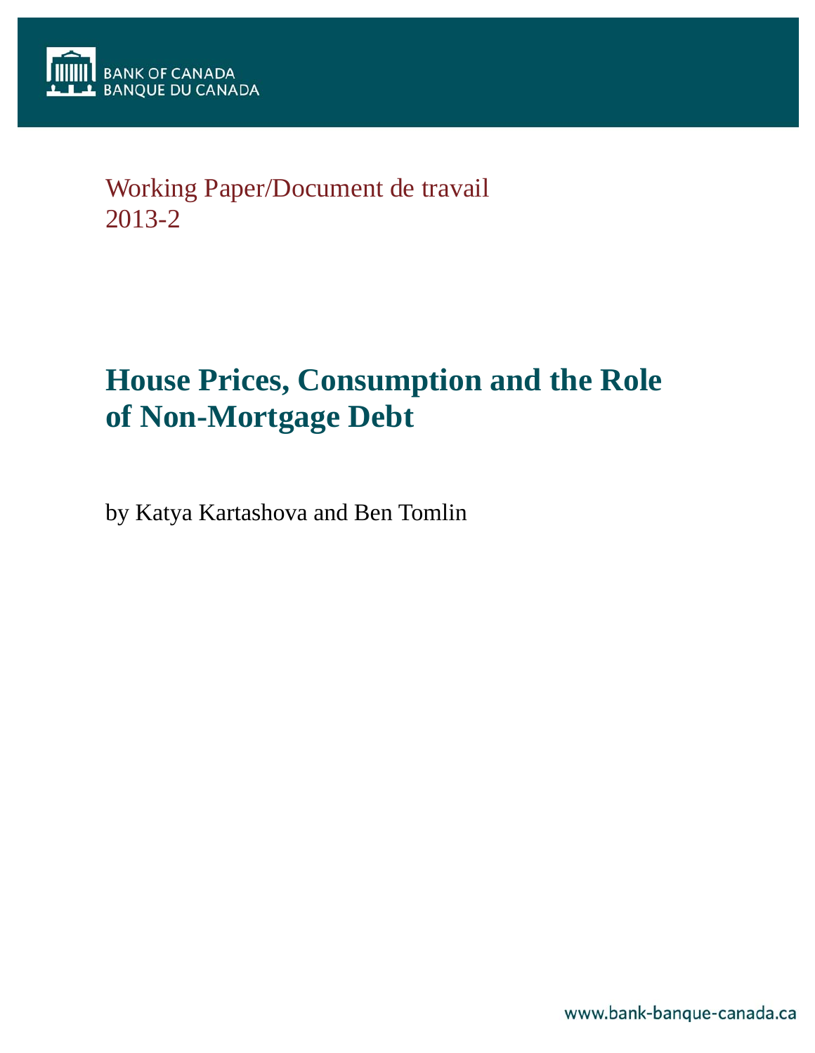BANK OF CANADA
BANQUE DU CANADA

Working Paper/Document de travail
2013-2

# House Prices, Consumption and the Role of Non-Mortgage Debt

by Katya Kartashova and Ben Tomlin

www.bank-banque-canada.ca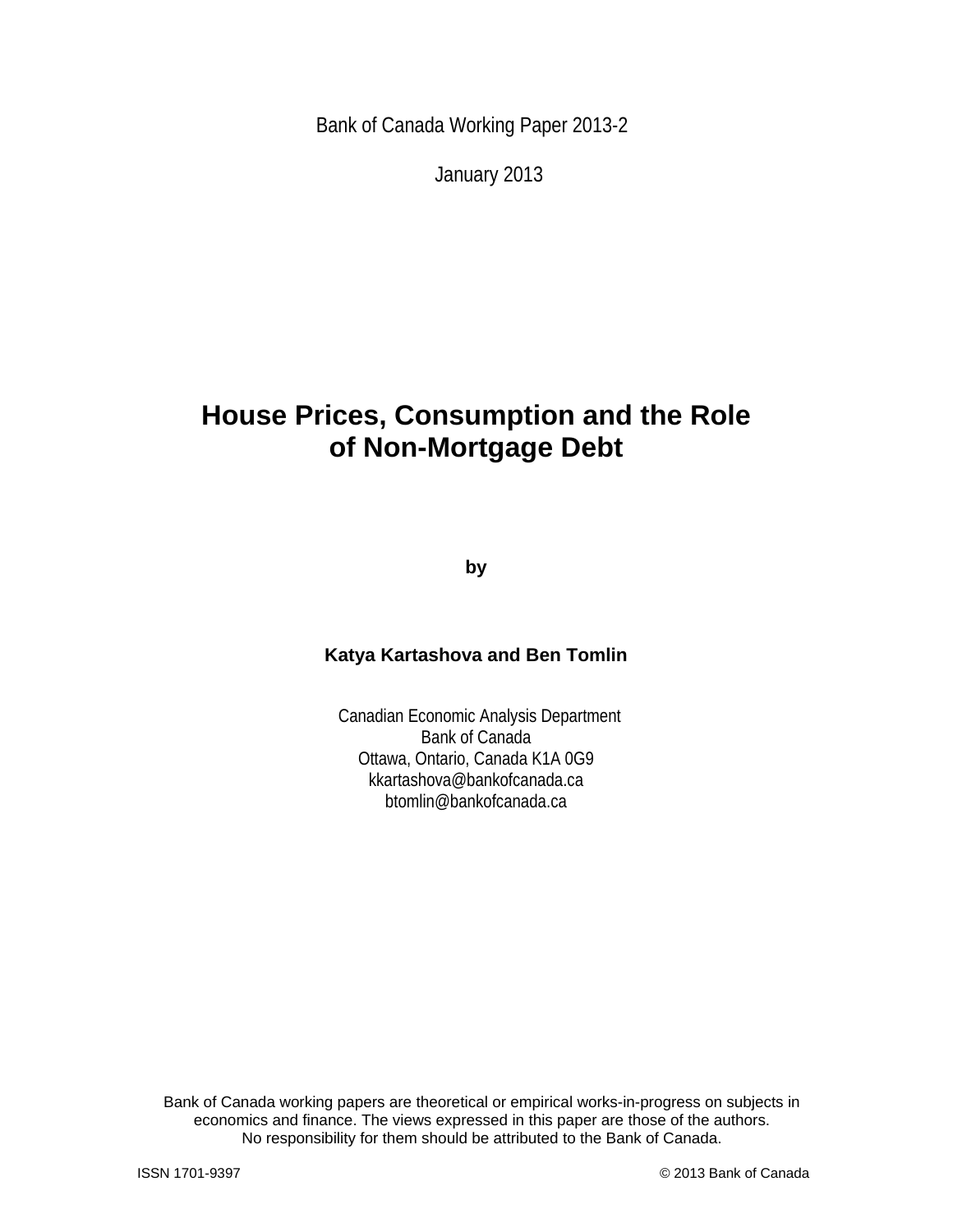Bank of Canada Working Paper 2013-2

January 2013

# House Prices, Consumption and the Role of Non-Mortgage Debt

**by**

**Katya Kartashova and Ben Tomlin**

Canadian Economic Analysis Department
Bank of Canada
Ottawa, Ontario, Canada K1A 0G9
kkartashova@bankofcanada.ca
btomlin@bankofcanada.ca

Bank of Canada working papers are theoretical or empirical works-in-progress on subjects in economics and finance. The views expressed in this paper are those of the authors. No responsibility for them should be attributed to the Bank of Canada.

ISSN 1701-9397

© 2013 Bank of Canada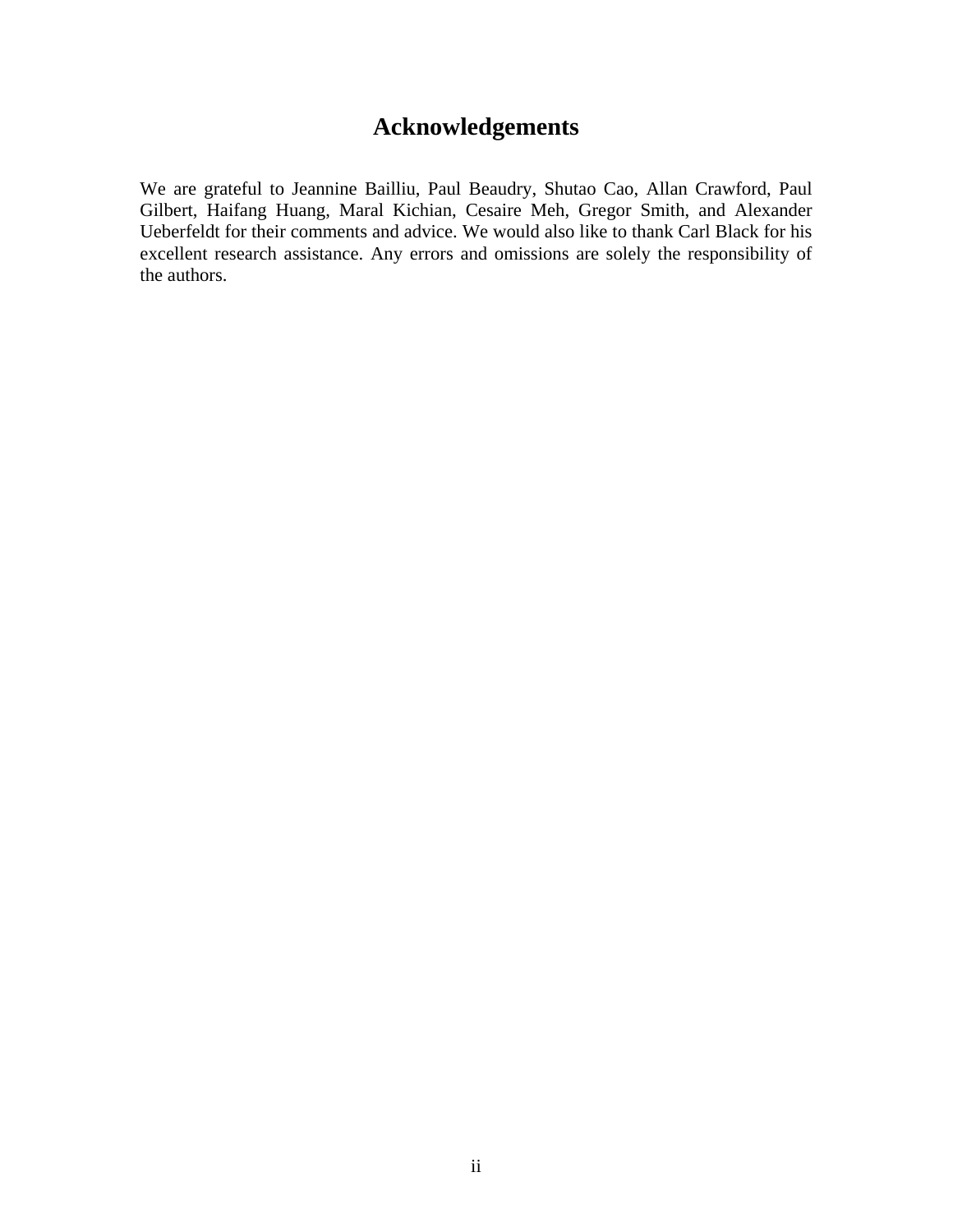# Acknowledgements

We are grateful to Jeannine Bailliu, Paul Beaudry, Shutao Cao, Allan Crawford, Paul Gilbert, Haifang Huang, Maral Kichian, Cesaire Meh, Gregor Smith, and Alexander Ueberfeldt for their comments and advice. We would also like to thank Carl Black for his excellent research assistance. Any errors and omissions are solely the responsibility of the authors.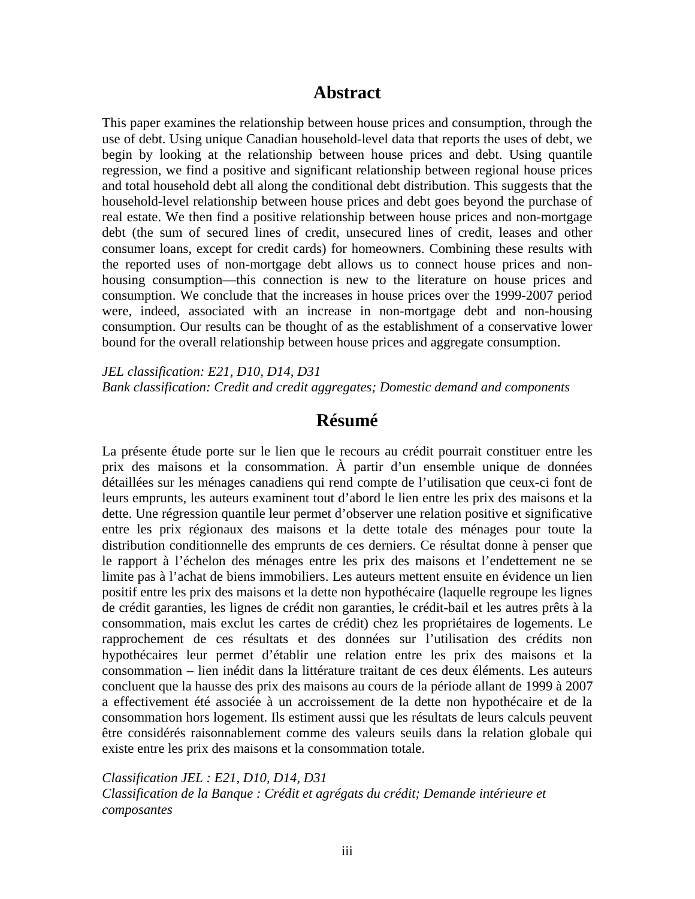## Abstract

This paper examines the relationship between house prices and consumption, through the use of debt. Using unique Canadian household-level data that reports the uses of debt, we begin by looking at the relationship between house prices and debt. Using quantile regression, we find a positive and significant relationship between regional house prices and total household debt all along the conditional debt distribution. This suggests that the household-level relationship between house prices and debt goes beyond the purchase of real estate. We then find a positive relationship between house prices and non-mortgage debt (the sum of secured lines of credit, unsecured lines of credit, leases and other consumer loans, except for credit cards) for homeowners. Combining these results with the reported uses of non-mortgage debt allows us to connect house prices and non-housing consumption—this connection is new to the literature on house prices and consumption. We conclude that the increases in house prices over the 1999-2007 period were, indeed, associated with an increase in non-mortgage debt and non-housing consumption. Our results can be thought of as the establishment of a conservative lower bound for the overall relationship between house prices and aggregate consumption.

*JEL classification: E21, D10, D14, D31*
*Bank classification: Credit and credit aggregates; Domestic demand and components*

## Résumé

La présente étude porte sur le lien que le recours au crédit pourrait constituer entre les prix des maisons et la consommation. À partir d'un ensemble unique de données détaillées sur les ménages canadiens qui rend compte de l'utilisation que ceux-ci font de leurs emprunts, les auteurs examinent tout d'abord le lien entre les prix des maisons et la dette. Une régression quantile leur permet d'observer une relation positive et significative entre les prix régionaux des maisons et la dette totale des ménages pour toute la distribution conditionnelle des emprunts de ces derniers. Ce résultat donne à penser que le rapport à l'échelon des ménages entre les prix des maisons et l'endettement ne se limite pas à l'achat de biens immobiliers. Les auteurs mettent ensuite en évidence un lien positif entre les prix des maisons et la dette non hypothécaire (laquelle regroupe les lignes de crédit garanties, les lignes de crédit non garanties, le crédit-bail et les autres prêts à la consommation, mais exclut les cartes de crédit) chez les propriétaires de logements. Le rapprochement de ces résultats et des données sur l'utilisation des crédits non hypothécaires leur permet d'établir une relation entre les prix des maisons et la consommation – lien inédit dans la littérature traitant de ces deux éléments. Les auteurs concluent que la hausse des prix des maisons au cours de la période allant de 1999 à 2007 a effectivement été associée à un accroissement de la dette non hypothécaire et de la consommation hors logement. Ils estiment aussi que les résultats de leurs calculs peuvent être considérés raisonnablement comme des valeurs seuils dans la relation globale qui existe entre les prix des maisons et la consommation totale.

*Classification JEL : E21, D10, D14, D31*
*Classification de la Banque : Crédit et agrégats du crédit; Demande intérieure et composantes*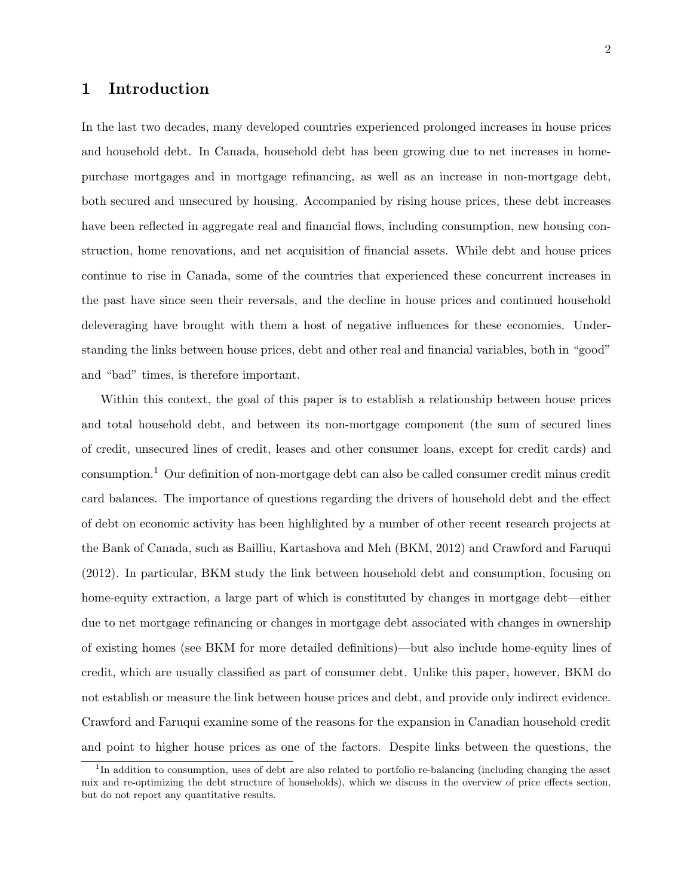# 1 Introduction

In the last two decades, many developed countries experienced prolonged increases in house prices and household debt. In Canada, household debt has been growing due to net increases in home-purchase mortgages and in mortgage refinancing, as well as an increase in non-mortgage debt, both secured and unsecured by housing. Accompanied by rising house prices, these debt increases have been reflected in aggregate real and financial flows, including consumption, new housing construction, home renovations, and net acquisition of financial assets. While debt and house prices continue to rise in Canada, some of the countries that experienced these concurrent increases in the past have since seen their reversals, and the decline in house prices and continued household deleveraging have brought with them a host of negative influences for these economies. Understanding the links between house prices, debt and other real and financial variables, both in "good" and "bad" times, is therefore important.

Within this context, the goal of this paper is to establish a relationship between house prices and total household debt, and between its non-mortgage component (the sum of secured lines of credit, unsecured lines of credit, leases and other consumer loans, except for credit cards) and consumption.[1] Our definition of non-mortgage debt can also be called consumer credit minus credit card balances. The importance of questions regarding the drivers of household debt and the effect of debt on economic activity has been highlighted by a number of other recent research projects at the Bank of Canada, such as Bailliu, Kartashova and Meh (BKM, 2012) and Crawford and Faruqui (2012). In particular, BKM study the link between household debt and consumption, focusing on home-equity extraction, a large part of which is constituted by changes in mortgage debt—either due to net mortgage refinancing or changes in mortgage debt associated with changes in ownership of existing homes (see BKM for more detailed definitions)—but also include home-equity lines of credit, which are usually classified as part of consumer debt. Unlike this paper, however, BKM do not establish or measure the link between house prices and debt, and provide only indirect evidence. Crawford and Faruqui examine some of the reasons for the expansion in Canadian household credit and point to higher house prices as one of the factors. Despite links between the questions, the

[1] In addition to consumption, uses of debt are also related to portfolio re-balancing (including changing the asset mix and re-optimizing the debt structure of households), which we discuss in the overview of price effects section, but do not report any quantitative results.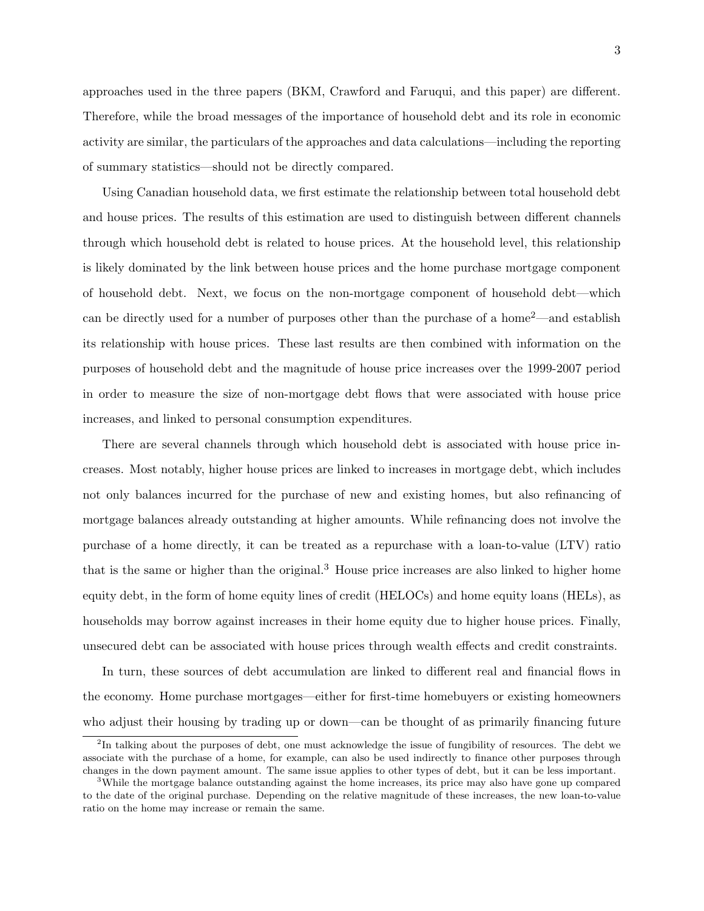approaches used in the three papers (BKM, Crawford and Faruqui, and this paper) are different. Therefore, while the broad messages of the importance of household debt and its role in economic activity are similar, the particulars of the approaches and data calculations—including the reporting of summary statistics—should not be directly compared.

Using Canadian household data, we first estimate the relationship between total household debt and house prices. The results of this estimation are used to distinguish between different channels through which household debt is related to house prices. At the household level, this relationship is likely dominated by the link between house prices and the home purchase mortgage component of household debt. Next, we focus on the non-mortgage component of household debt—which can be directly used for a number of purposes other than the purchase of a home[2]—and establish its relationship with house prices. These last results are then combined with information on the purposes of household debt and the magnitude of house price increases over the 1999-2007 period in order to measure the size of non-mortgage debt flows that were associated with house price increases, and linked to personal consumption expenditures.

There are several channels through which household debt is associated with house price increases. Most notably, higher house prices are linked to increases in mortgage debt, which includes not only balances incurred for the purchase of new and existing homes, but also refinancing of mortgage balances already outstanding at higher amounts. While refinancing does not involve the purchase of a home directly, it can be treated as a repurchase with a loan-to-value (LTV) ratio that is the same or higher than the original.[3] House price increases are also linked to higher home equity debt, in the form of home equity lines of credit (HELOCs) and home equity loans (HELs), as households may borrow against increases in their home equity due to higher house prices. Finally, unsecured debt can be associated with house prices through wealth effects and credit constraints.

In turn, these sources of debt accumulation are linked to different real and financial flows in the economy. Home purchase mortgages—either for first-time homebuyers or existing homeowners who adjust their housing by trading up or down—can be thought of as primarily financing future

[2]In talking about the purposes of debt, one must acknowledge the issue of fungibility of resources. The debt we associate with the purchase of a home, for example, can also be used indirectly to finance other purposes through changes in the down payment amount. The same issue applies to other types of debt, but it can be less important.

[3]While the mortgage balance outstanding against the home increases, its price may also have gone up compared to the date of the original purchase. Depending on the relative magnitude of these increases, the new loan-to-value ratio on the home may increase or remain the same.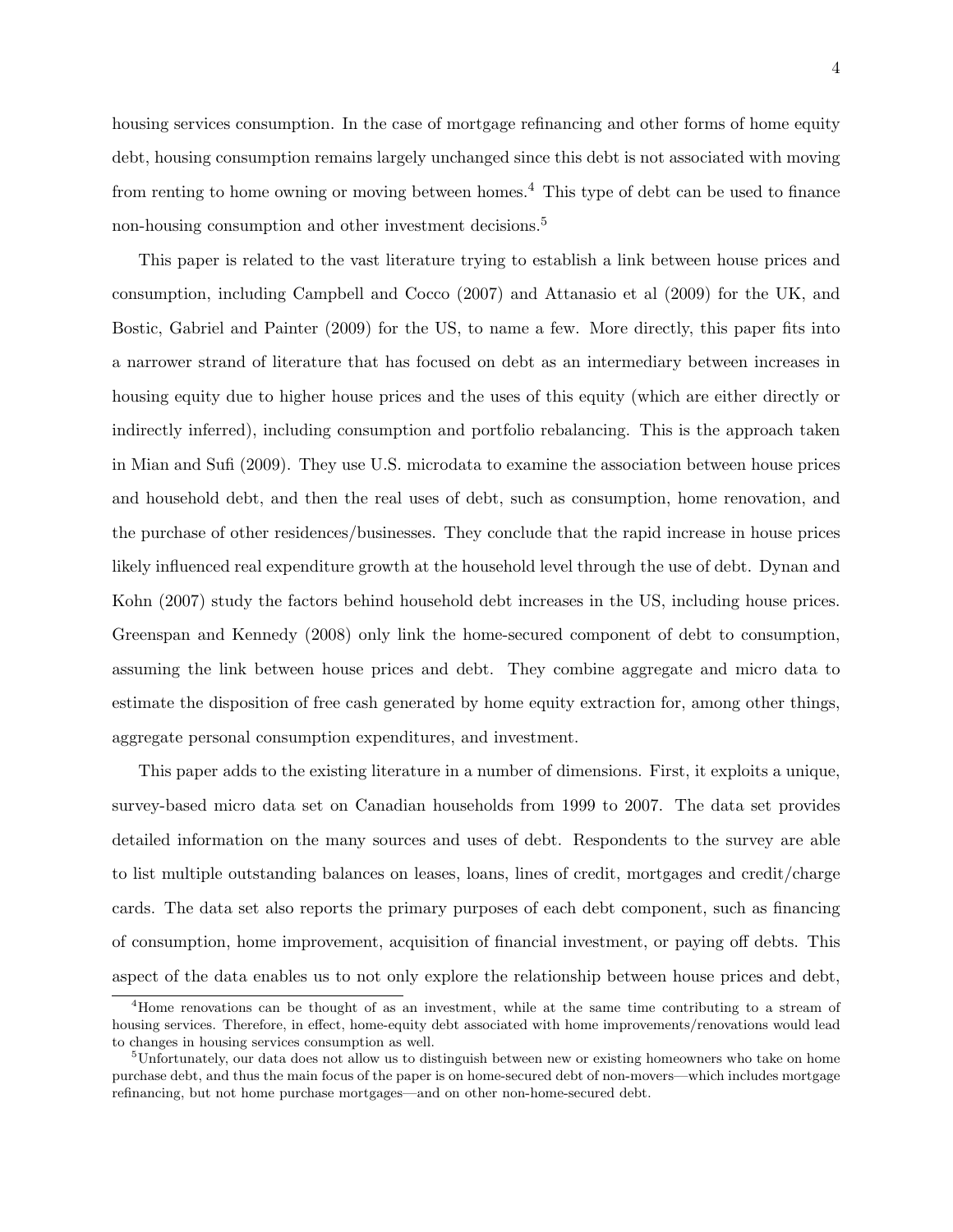housing services consumption. In the case of mortgage refinancing and other forms of home equity debt, housing consumption remains largely unchanged since this debt is not associated with moving from renting to home owning or moving between homes.[4] This type of debt can be used to finance non-housing consumption and other investment decisions.[5]

This paper is related to the vast literature trying to establish a link between house prices and consumption, including Campbell and Cocco (2007) and Attanasio et al (2009) for the UK, and Bostic, Gabriel and Painter (2009) for the US, to name a few. More directly, this paper fits into a narrower strand of literature that has focused on debt as an intermediary between increases in housing equity due to higher house prices and the uses of this equity (which are either directly or indirectly inferred), including consumption and portfolio rebalancing. This is the approach taken in Mian and Sufi (2009). They use U.S. microdata to examine the association between house prices and household debt, and then the real uses of debt, such as consumption, home renovation, and the purchase of other residences/businesses. They conclude that the rapid increase in house prices likely influenced real expenditure growth at the household level through the use of debt. Dynan and Kohn (2007) study the factors behind household debt increases in the US, including house prices. Greenspan and Kennedy (2008) only link the home-secured component of debt to consumption, assuming the link between house prices and debt. They combine aggregate and micro data to estimate the disposition of free cash generated by home equity extraction for, among other things, aggregate personal consumption expenditures, and investment.

This paper adds to the existing literature in a number of dimensions. First, it exploits a unique, survey-based micro data set on Canadian households from 1999 to 2007. The data set provides detailed information on the many sources and uses of debt. Respondents to the survey are able to list multiple outstanding balances on leases, loans, lines of credit, mortgages and credit/charge cards. The data set also reports the primary purposes of each debt component, such as financing of consumption, home improvement, acquisition of financial investment, or paying off debts. This aspect of the data enables us to not only explore the relationship between house prices and debt,

---

[4] Home renovations can be thought of as an investment, while at the same time contributing to a stream of housing services. Therefore, in effect, home-equity debt associated with home improvements/renovations would lead to changes in housing services consumption as well.

[5] Unfortunately, our data does not allow us to distinguish between new or existing homeowners who take on home purchase debt, and thus the main focus of the paper is on home-secured debt of non-movers—which includes mortgage refinancing, but not home purchase mortgages—and on other non-home-secured debt.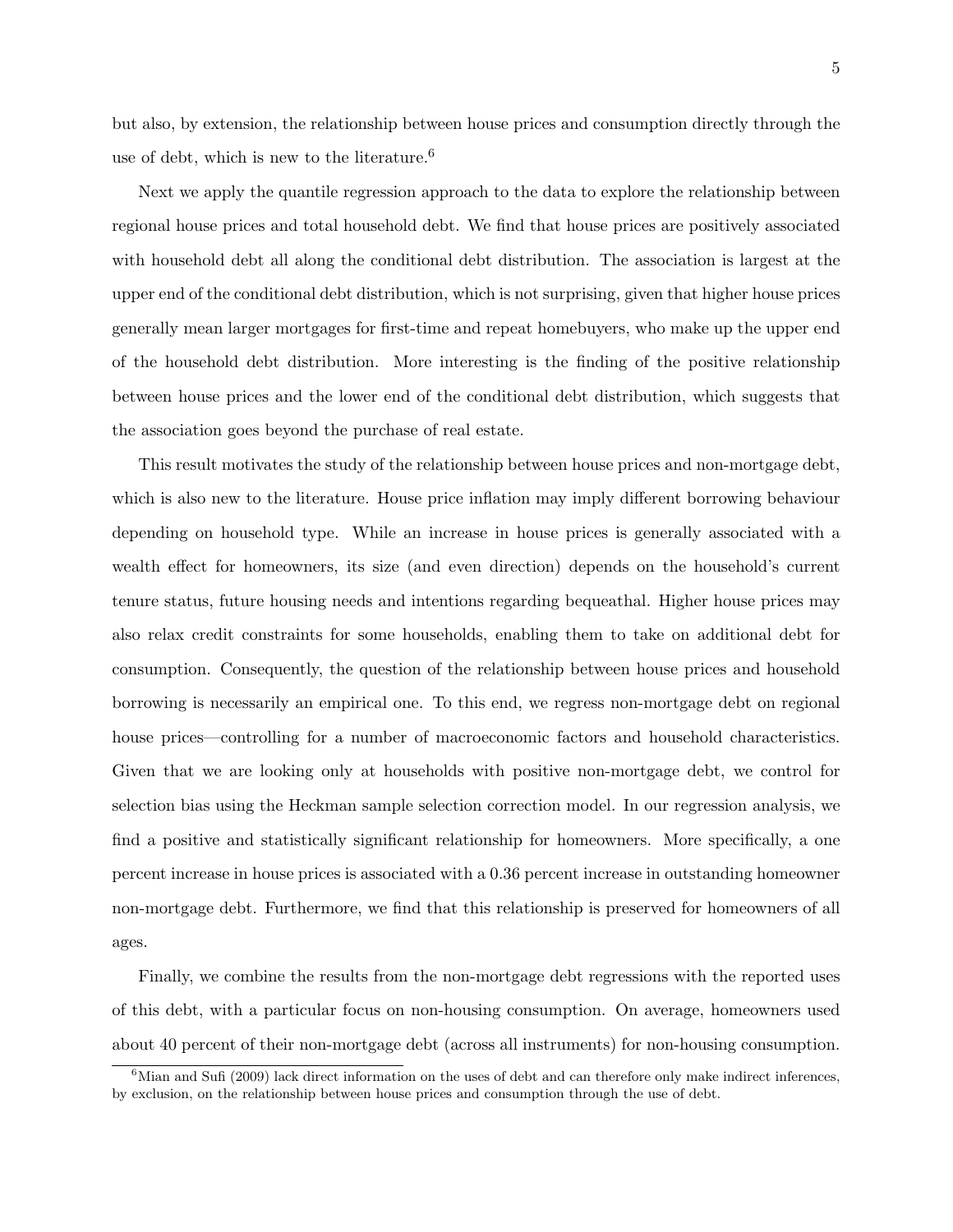but also, by extension, the relationship between house prices and consumption directly through the use of debt, which is new to the literature.[6]

Next we apply the quantile regression approach to the data to explore the relationship between regional house prices and total household debt. We find that house prices are positively associated with household debt all along the conditional debt distribution. The association is largest at the upper end of the conditional debt distribution, which is not surprising, given that higher house prices generally mean larger mortgages for first-time and repeat homebuyers, who make up the upper end of the household debt distribution. More interesting is the finding of the positive relationship between house prices and the lower end of the conditional debt distribution, which suggests that the association goes beyond the purchase of real estate.

This result motivates the study of the relationship between house prices and non-mortgage debt, which is also new to the literature. House price inflation may imply different borrowing behaviour depending on household type. While an increase in house prices is generally associated with a wealth effect for homeowners, its size (and even direction) depends on the household's current tenure status, future housing needs and intentions regarding bequeathal. Higher house prices may also relax credit constraints for some households, enabling them to take on additional debt for consumption. Consequently, the question of the relationship between house prices and household borrowing is necessarily an empirical one. To this end, we regress non-mortgage debt on regional house prices—controlling for a number of macroeconomic factors and household characteristics. Given that we are looking only at households with positive non-mortgage debt, we control for selection bias using the Heckman sample selection correction model. In our regression analysis, we find a positive and statistically significant relationship for homeowners. More specifically, a one percent increase in house prices is associated with a 0.36 percent increase in outstanding homeowner non-mortgage debt. Furthermore, we find that this relationship is preserved for homeowners of all ages.

Finally, we combine the results from the non-mortgage debt regressions with the reported uses of this debt, with a particular focus on non-housing consumption. On average, homeowners used about 40 percent of their non-mortgage debt (across all instruments) for non-housing consumption.

[6] Mian and Sufi (2009) lack direct information on the uses of debt and can therefore only make indirect inferences, by exclusion, on the relationship between house prices and consumption through the use of debt.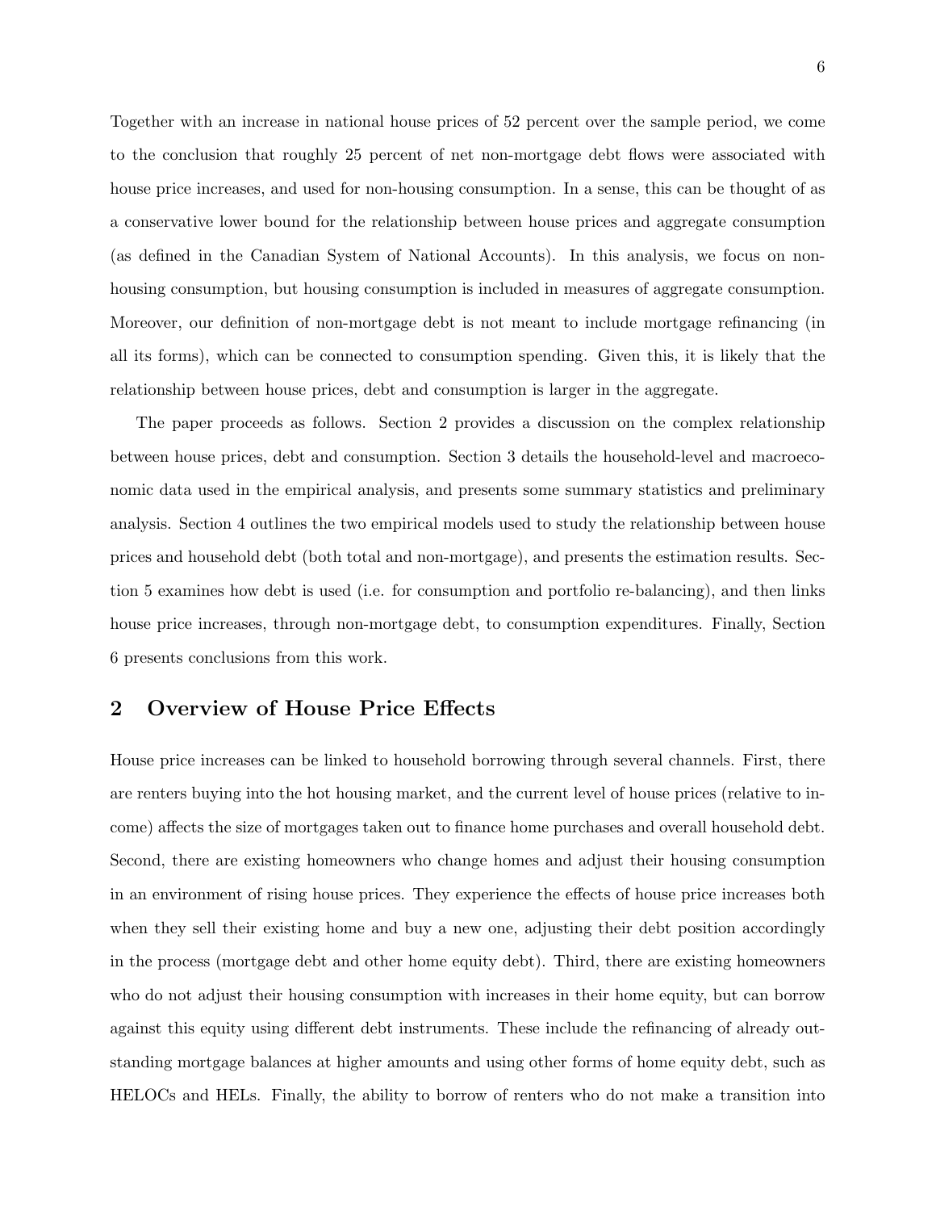Together with an increase in national house prices of 52 percent over the sample period, we come to the conclusion that roughly 25 percent of net non-mortgage debt flows were associated with house price increases, and used for non-housing consumption. In a sense, this can be thought of as a conservative lower bound for the relationship between house prices and aggregate consumption (as defined in the Canadian System of National Accounts). In this analysis, we focus on non-housing consumption, but housing consumption is included in measures of aggregate consumption. Moreover, our definition of non-mortgage debt is not meant to include mortgage refinancing (in all its forms), which can be connected to consumption spending. Given this, it is likely that the relationship between house prices, debt and consumption is larger in the aggregate.

The paper proceeds as follows. Section 2 provides a discussion on the complex relationship between house prices, debt and consumption. Section 3 details the household-level and macroeconomic data used in the empirical analysis, and presents some summary statistics and preliminary analysis. Section 4 outlines the two empirical models used to study the relationship between house prices and household debt (both total and non-mortgage), and presents the estimation results. Section 5 examines how debt is used (i.e. for consumption and portfolio re-balancing), and then links house price increases, through non-mortgage debt, to consumption expenditures. Finally, Section 6 presents conclusions from this work.

## 2 Overview of House Price Effects

House price increases can be linked to household borrowing through several channels. First, there are renters buying into the hot housing market, and the current level of house prices (relative to income) affects the size of mortgages taken out to finance home purchases and overall household debt. Second, there are existing homeowners who change homes and adjust their housing consumption in an environment of rising house prices. They experience the effects of house price increases both when they sell their existing home and buy a new one, adjusting their debt position accordingly in the process (mortgage debt and other home equity debt). Third, there are existing homeowners who do not adjust their housing consumption with increases in their home equity, but can borrow against this equity using different debt instruments. These include the refinancing of already outstanding mortgage balances at higher amounts and using other forms of home equity debt, such as HELOCs and HELs. Finally, the ability to borrow of renters who do not make a transition into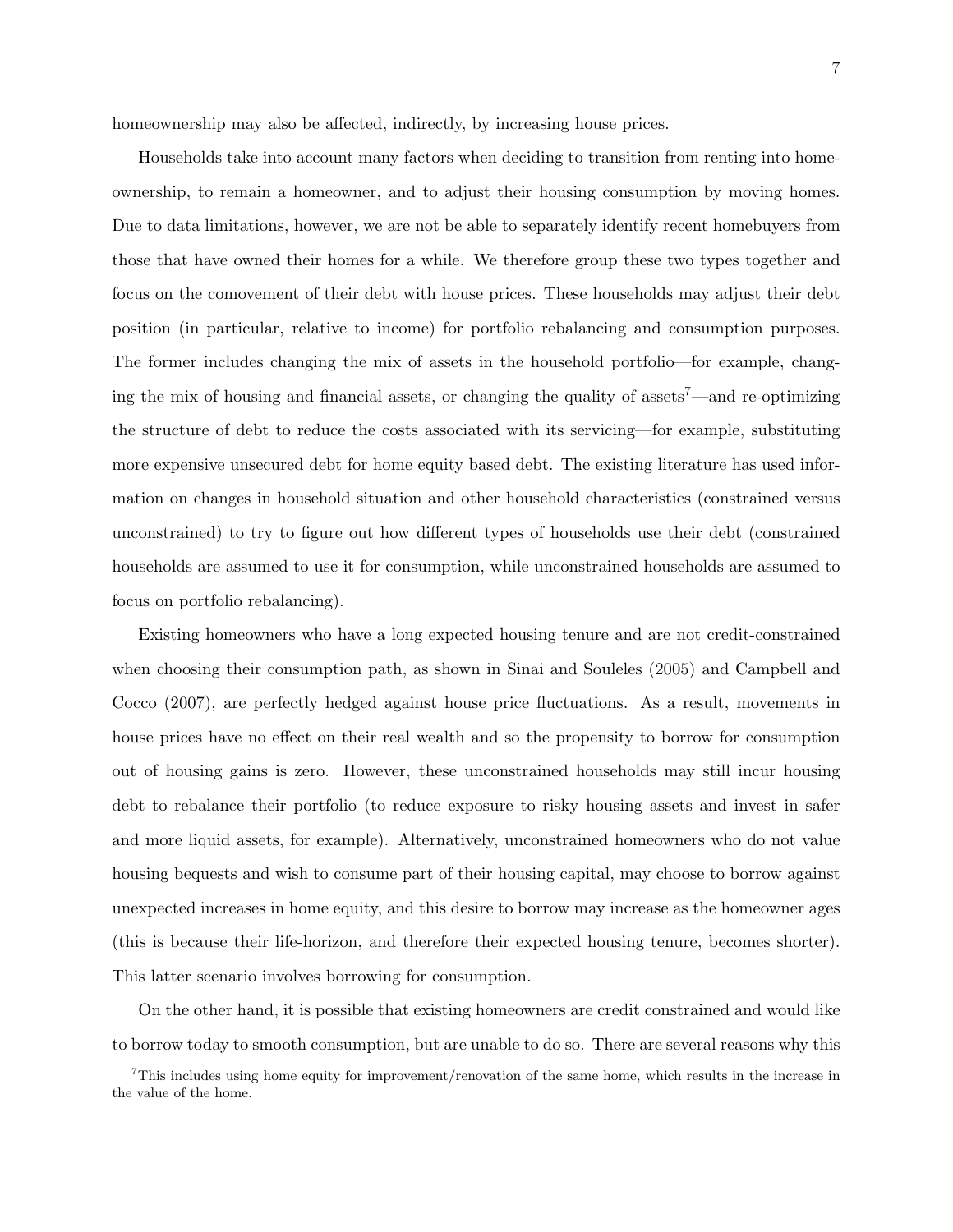homeownership may also be affected, indirectly, by increasing house prices.

Households take into account many factors when deciding to transition from renting into homeownership, to remain a homeowner, and to adjust their housing consumption by moving homes. Due to data limitations, however, we are not be able to separately identify recent homebuyers from those that have owned their homes for a while. We therefore group these two types together and focus on the comovement of their debt with house prices. These households may adjust their debt position (in particular, relative to income) for portfolio rebalancing and consumption purposes. The former includes changing the mix of assets in the household portfolio—for example, changing the mix of housing and financial assets, or changing the quality of assets[7]—and re-optimizing the structure of debt to reduce the costs associated with its servicing—for example, substituting more expensive unsecured debt for home equity based debt. The existing literature has used information on changes in household situation and other household characteristics (constrained versus unconstrained) to try to figure out how different types of households use their debt (constrained households are assumed to use it for consumption, while unconstrained households are assumed to focus on portfolio rebalancing).

Existing homeowners who have a long expected housing tenure and are not credit-constrained when choosing their consumption path, as shown in Sinai and Souleles (2005) and Campbell and Cocco (2007), are perfectly hedged against house price fluctuations. As a result, movements in house prices have no effect on their real wealth and so the propensity to borrow for consumption out of housing gains is zero. However, these unconstrained households may still incur housing debt to rebalance their portfolio (to reduce exposure to risky housing assets and invest in safer and more liquid assets, for example). Alternatively, unconstrained homeowners who do not value housing bequests and wish to consume part of their housing capital, may choose to borrow against unexpected increases in home equity, and this desire to borrow may increase as the homeowner ages (this is because their life-horizon, and therefore their expected housing tenure, becomes shorter). This latter scenario involves borrowing for consumption.

On the other hand, it is possible that existing homeowners are credit constrained and would like to borrow today to smooth consumption, but are unable to do so. There are several reasons why this

[7] This includes using home equity for improvement/renovation of the same home, which results in the increase in the value of the home.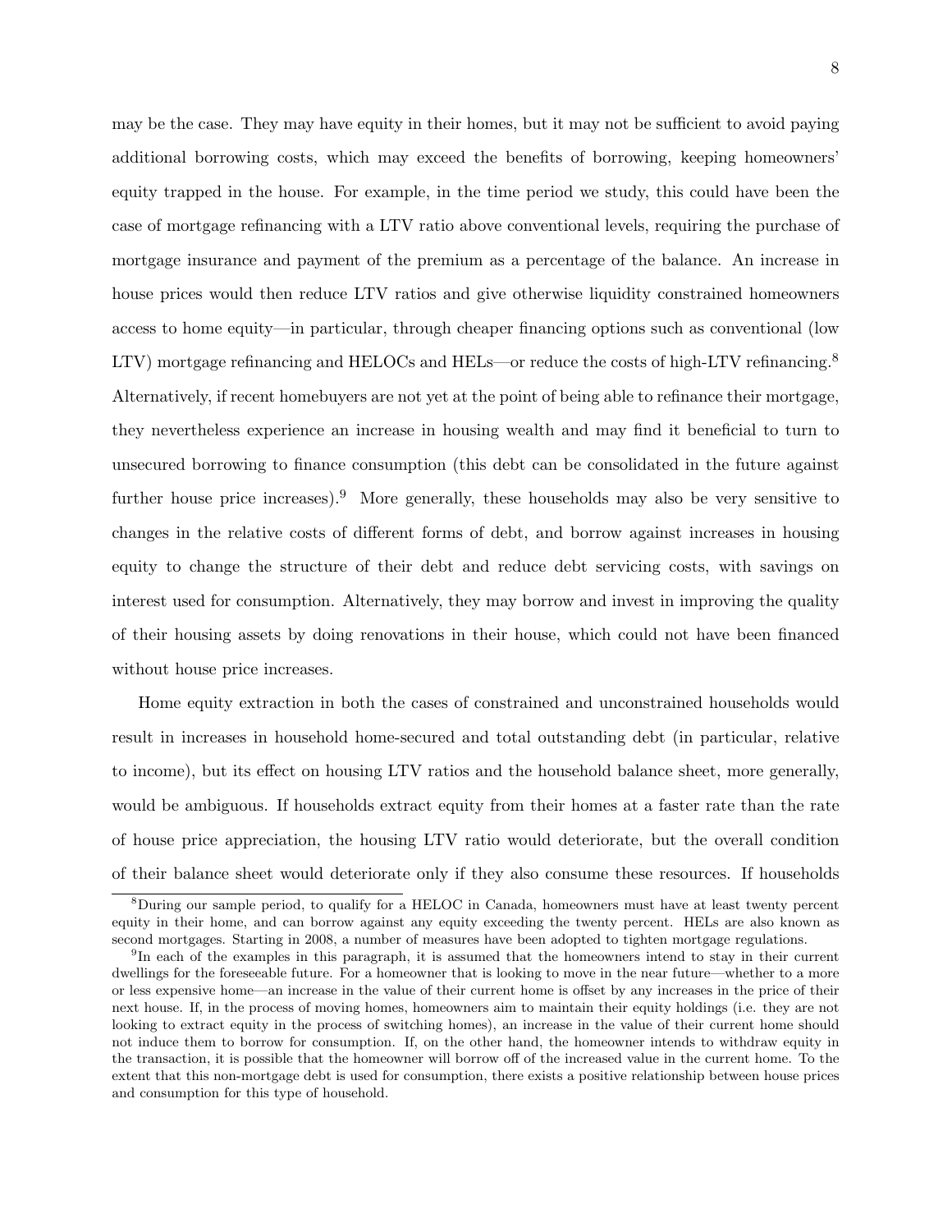may be the case. They may have equity in their homes, but it may not be sufficient to avoid paying additional borrowing costs, which may exceed the benefits of borrowing, keeping homeowners' equity trapped in the house. For example, in the time period we study, this could have been the case of mortgage refinancing with a LTV ratio above conventional levels, requiring the purchase of mortgage insurance and payment of the premium as a percentage of the balance. An increase in house prices would then reduce LTV ratios and give otherwise liquidity constrained homeowners access to home equity—in particular, through cheaper financing options such as conventional (low LTV) mortgage refinancing and HELOCs and HELs—or reduce the costs of high-LTV refinancing.[8] Alternatively, if recent homebuyers are not yet at the point of being able to refinance their mortgage, they nevertheless experience an increase in housing wealth and may find it beneficial to turn to unsecured borrowing to finance consumption (this debt can be consolidated in the future against further house price increases).[9] More generally, these households may also be very sensitive to changes in the relative costs of different forms of debt, and borrow against increases in housing equity to change the structure of their debt and reduce debt servicing costs, with savings on interest used for consumption. Alternatively, they may borrow and invest in improving the quality of their housing assets by doing renovations in their house, which could not have been financed without house price increases.

Home equity extraction in both the cases of constrained and unconstrained households would result in increases in household home-secured and total outstanding debt (in particular, relative to income), but its effect on housing LTV ratios and the household balance sheet, more generally, would be ambiguous. If households extract equity from their homes at a faster rate than the rate of house price appreciation, the housing LTV ratio would deteriorate, but the overall condition of their balance sheet would deteriorate only if they also consume these resources. If households

[8]During our sample period, to qualify for a HELOC in Canada, homeowners must have at least twenty percent equity in their home, and can borrow against any equity exceeding the twenty percent. HELs are also known as second mortgages. Starting in 2008, a number of measures have been adopted to tighten mortgage regulations.

[9]In each of the examples in this paragraph, it is assumed that the homeowners intend to stay in their current dwellings for the foreseeable future. For a homeowner that is looking to move in the near future—whether to a more or less expensive home—an increase in the value of their current home is offset by any increases in the price of their next house. If, in the process of moving homes, homeowners aim to maintain their equity holdings (i.e. they are not looking to extract equity in the process of switching homes), an increase in the value of their current home should not induce them to borrow for consumption. If, on the other hand, the homeowner intends to withdraw equity in the transaction, it is possible that the homeowner will borrow off of the increased value in the current home. To the extent that this non-mortgage debt is used for consumption, there exists a positive relationship between house prices and consumption for this type of household.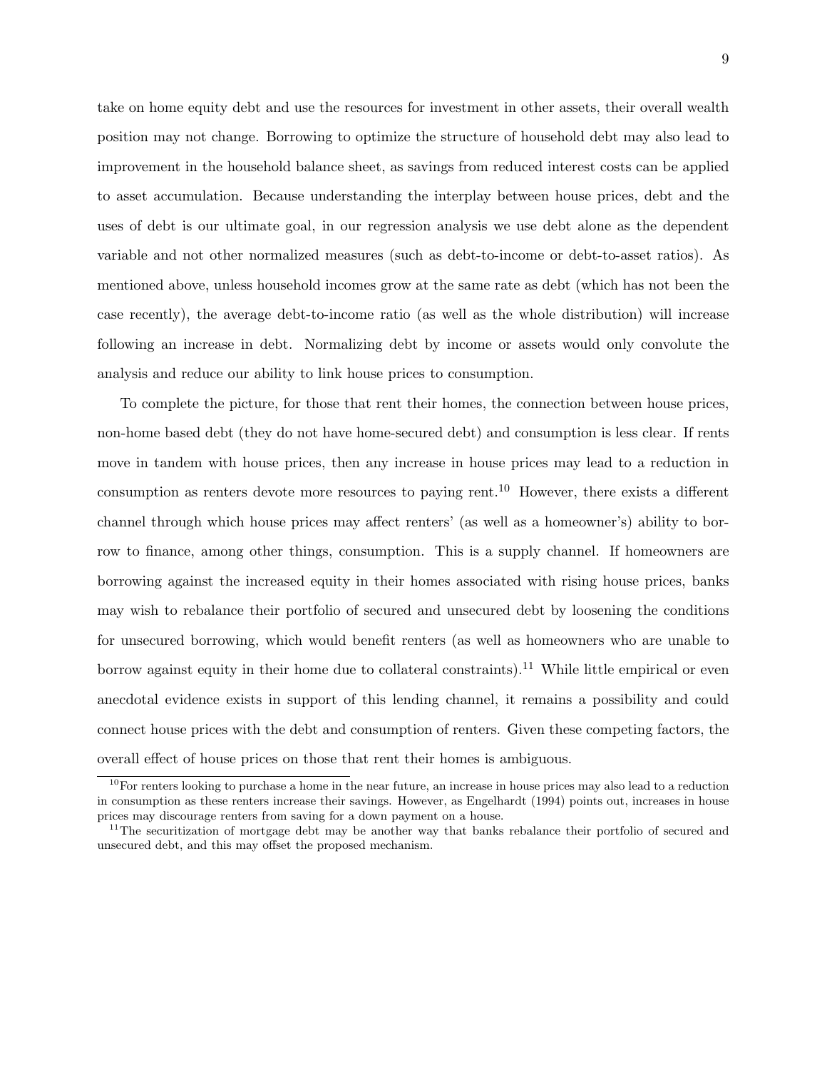take on home equity debt and use the resources for investment in other assets, their overall wealth position may not change. Borrowing to optimize the structure of household debt may also lead to improvement in the household balance sheet, as savings from reduced interest costs can be applied to asset accumulation. Because understanding the interplay between house prices, debt and the uses of debt is our ultimate goal, in our regression analysis we use debt alone as the dependent variable and not other normalized measures (such as debt-to-income or debt-to-asset ratios). As mentioned above, unless household incomes grow at the same rate as debt (which has not been the case recently), the average debt-to-income ratio (as well as the whole distribution) will increase following an increase in debt. Normalizing debt by income or assets would only convolute the analysis and reduce our ability to link house prices to consumption.

To complete the picture, for those that rent their homes, the connection between house prices, non-home based debt (they do not have home-secured debt) and consumption is less clear. If rents move in tandem with house prices, then any increase in house prices may lead to a reduction in consumption as renters devote more resources to paying rent.[10] However, there exists a different channel through which house prices may affect renters' (as well as a homeowner's) ability to borrow to finance, among other things, consumption. This is a supply channel. If homeowners are borrowing against the increased equity in their homes associated with rising house prices, banks may wish to rebalance their portfolio of secured and unsecured debt by loosening the conditions for unsecured borrowing, which would benefit renters (as well as homeowners who are unable to borrow against equity in their home due to collateral constraints).[11] While little empirical or even anecdotal evidence exists in support of this lending channel, it remains a possibility and could connect house prices with the debt and consumption of renters. Given these competing factors, the overall effect of house prices on those that rent their homes is ambiguous.

[10] For renters looking to purchase a home in the near future, an increase in house prices may also lead to a reduction in consumption as these renters increase their savings. However, as Engelhardt (1994) points out, increases in house prices may discourage renters from saving for a down payment on a house.

[11] The securitization of mortgage debt may be another way that banks rebalance their portfolio of secured and unsecured debt, and this may offset the proposed mechanism.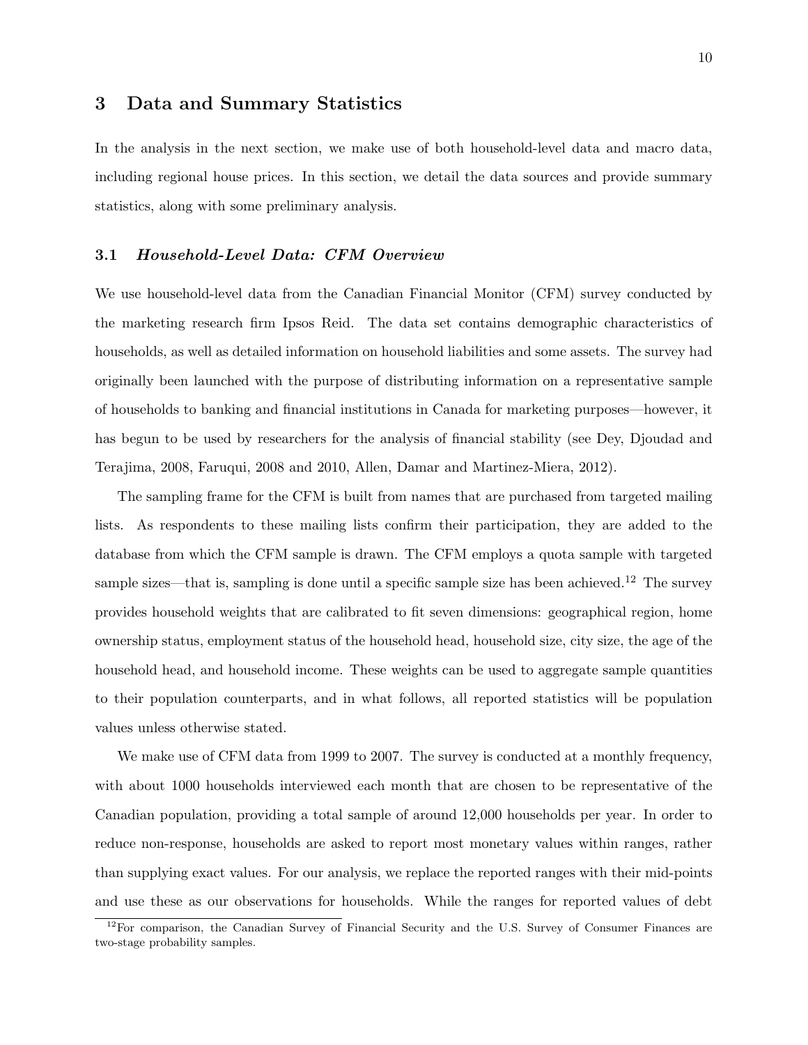## 3 Data and Summary Statistics

In the analysis in the next section, we make use of both household-level data and macro data, including regional house prices. In this section, we detail the data sources and provide summary statistics, along with some preliminary analysis.

### 3.1 *Household-Level Data: CFM Overview*

We use household-level data from the Canadian Financial Monitor (CFM) survey conducted by the marketing research firm Ipsos Reid. The data set contains demographic characteristics of households, as well as detailed information on household liabilities and some assets. The survey had originally been launched with the purpose of distributing information on a representative sample of households to banking and financial institutions in Canada for marketing purposes—however, it has begun to be used by researchers for the analysis of financial stability (see Dey, Djoudad and Terajima, 2008, Faruqui, 2008 and 2010, Allen, Damar and Martinez-Miera, 2012).

The sampling frame for the CFM is built from names that are purchased from targeted mailing lists. As respondents to these mailing lists confirm their participation, they are added to the database from which the CFM sample is drawn. The CFM employs a quota sample with targeted sample sizes—that is, sampling is done until a specific sample size has been achieved.[12] The survey provides household weights that are calibrated to fit seven dimensions: geographical region, home ownership status, employment status of the household head, household size, city size, the age of the household head, and household income. These weights can be used to aggregate sample quantities to their population counterparts, and in what follows, all reported statistics will be population values unless otherwise stated.

We make use of CFM data from 1999 to 2007. The survey is conducted at a monthly frequency, with about 1000 households interviewed each month that are chosen to be representative of the Canadian population, providing a total sample of around 12,000 households per year. In order to reduce non-response, households are asked to report most monetary values within ranges, rather than supplying exact values. For our analysis, we replace the reported ranges with their mid-points and use these as our observations for households. While the ranges for reported values of debt

[12] For comparison, the Canadian Survey of Financial Security and the U.S. Survey of Consumer Finances are two-stage probability samples.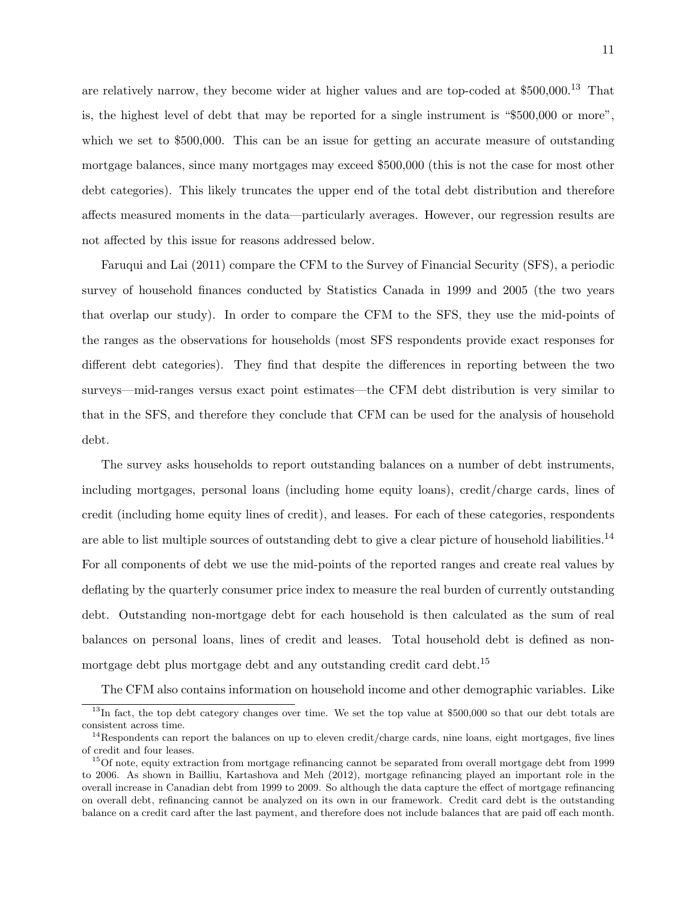are relatively narrow, they become wider at higher values and are top-coded at $500,000.[13] That is, the highest level of debt that may be reported for a single instrument is "$500,000 or more", which we set to $500,000. This can be an issue for getting an accurate measure of outstanding mortgage balances, since many mortgages may exceed $500,000 (this is not the case for most other debt categories). This likely truncates the upper end of the total debt distribution and therefore affects measured moments in the data—particularly averages. However, our regression results are not affected by this issue for reasons addressed below.

Faruqui and Lai (2011) compare the CFM to the Survey of Financial Security (SFS), a periodic survey of household finances conducted by Statistics Canada in 1999 and 2005 (the two years that overlap our study). In order to compare the CFM to the SFS, they use the mid-points of the ranges as the observations for households (most SFS respondents provide exact responses for different debt categories). They find that despite the differences in reporting between the two surveys—mid-ranges versus exact point estimates—the CFM debt distribution is very similar to that in the SFS, and therefore they conclude that CFM can be used for the analysis of household debt.

The survey asks households to report outstanding balances on a number of debt instruments, including mortgages, personal loans (including home equity loans), credit/charge cards, lines of credit (including home equity lines of credit), and leases. For each of these categories, respondents are able to list multiple sources of outstanding debt to give a clear picture of household liabilities.[14] For all components of debt we use the mid-points of the reported ranges and create real values by deflating by the quarterly consumer price index to measure the real burden of currently outstanding debt. Outstanding non-mortgage debt for each household is then calculated as the sum of real balances on personal loans, lines of credit and leases. Total household debt is defined as non-mortgage debt plus mortgage debt and any outstanding credit card debt.[15]

The CFM also contains information on household income and other demographic variables. Like

---

[13] In fact, the top debt category changes over time. We set the top value at $500,000 so that our debt totals are consistent across time.

[14] Respondents can report the balances on up to eleven credit/charge cards, nine loans, eight mortgages, five lines of credit and four leases.

[15] Of note, equity extraction from mortgage refinancing cannot be separated from overall mortgage debt from 1999 to 2006. As shown in Bailliu, Kartashova and Meh (2012), mortgage refinancing played an important role in the overall increase in Canadian debt from 1999 to 2009. So although the data capture the effect of mortgage refinancing on overall debt, refinancing cannot be analyzed on its own in our framework. Credit card debt is the outstanding balance on a credit card after the last payment, and therefore does not include balances that are paid off each month.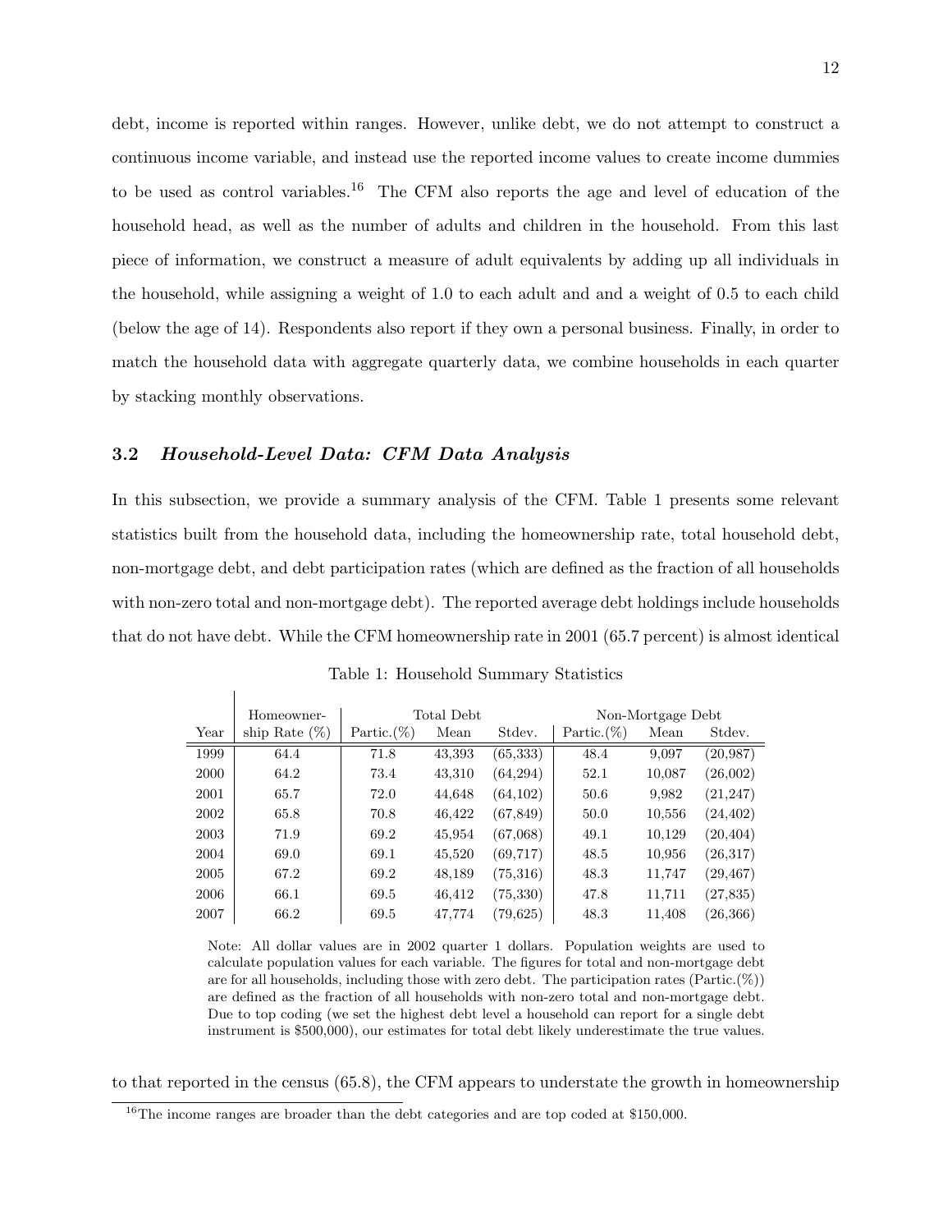debt, income is reported within ranges. However, unlike debt, we do not attempt to construct a continuous income variable, and instead use the reported income values to create income dummies to be used as control variables.[16] The CFM also reports the age and level of education of the household head, as well as the number of adults and children in the household. From this last piece of information, we construct a measure of adult equivalents by adding up all individuals in the household, while assigning a weight of 1.0 to each adult and and a weight of 0.5 to each child (below the age of 14). Respondents also report if they own a personal business. Finally, in order to match the household data with aggregate quarterly data, we combine households in each quarter by stacking monthly observations.

### 3.2 *Household-Level Data: CFM Data Analysis*

In this subsection, we provide a summary analysis of the CFM. Table 1 presents some relevant statistics built from the household data, including the homeownership rate, total household debt, non-mortgage debt, and debt participation rates (which are defined as the fraction of all households with non-zero total and non-mortgage debt). The reported average debt holdings include households that do not have debt. While the CFM homeownership rate in 2001 (65.7 percent) is almost identical

Table 1: Household Summary Statistics

| | Homeowner- | Total Debt | | | Non-Mortgage Debt | | |
|---|---|---|---|---|---|---|---|
| Year | ship Rate (%) | Partic.(%) | Mean | Stdev. | Partic.(%) | Mean | Stdev. |
| 1999 | 64.4 | 71.8 | 43,393 | (65,333) | 48.4 | 9,097 | (20,987) |
| 2000 | 64.2 | 73.4 | 43,310 | (64,294) | 52.1 | 10,087 | (26,002) |
| 2001 | 65.7 | 72.0 | 44,648 | (64,102) | 50.6 | 9,982 | (21,247) |
| 2002 | 65.8 | 70.8 | 46,422 | (67,849) | 50.0 | 10,556 | (24,402) |
| 2003 | 71.9 | 69.2 | 45,954 | (67,068) | 49.1 | 10,129 | (20,404) |
| 2004 | 69.0 | 69.1 | 45,520 | (69,717) | 48.5 | 10,956 | (26,317) |
| 2005 | 67.2 | 69.2 | 48,189 | (75,316) | 48.3 | 11,747 | (29,467) |
| 2006 | 66.1 | 69.5 | 46,412 | (75,330) | 47.8 | 11,711 | (27,835) |
| 2007 | 66.2 | 69.5 | 47,774 | (79,625) | 48.3 | 11,408 | (26,366) |

Note: All dollar values are in 2002 quarter 1 dollars. Population weights are used to calculate population values for each variable. The figures for total and non-mortgage debt are for all households, including those with zero debt. The participation rates (Partic.(%)) are defined as the fraction of all households with non-zero total and non-mortgage debt. Due to top coding (we set the highest debt level a household can report for a single debt instrument is $500,000), our estimates for total debt likely underestimate the true values.

to that reported in the census (65.8), the CFM appears to understate the growth in homeownership

[16] The income ranges are broader than the debt categories and are top coded at $150,000.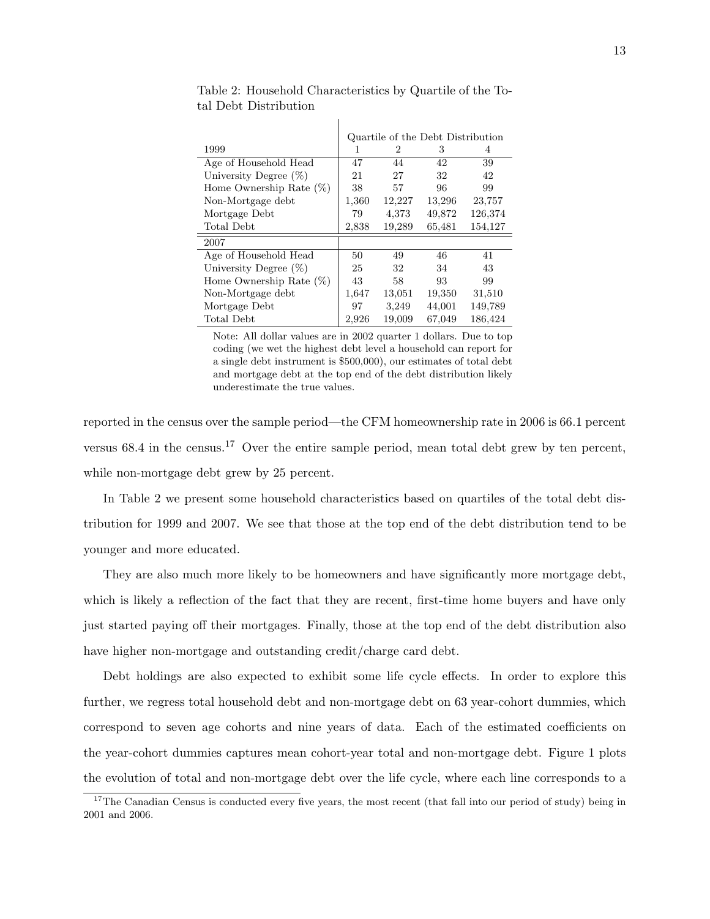Table 2: Household Characteristics by Quartile of the Total Debt Distribution

| | Quartile of the Debt Distribution | | | |
|---|---|---|---|---|
| 1999 | 1 | 2 | 3 | 4 |
| Age of Household Head | 47 | 44 | 42 | 39 |
| University Degree (%) | 21 | 27 | 32 | 42 |
| Home Ownership Rate (%) | 38 | 57 | 96 | 99 |
| Non-Mortgage debt | 1,360 | 12,227 | 13,296 | 23,757 |
| Mortgage Debt | 79 | 4,373 | 49,872 | 126,374 |
| Total Debt | 2,838 | 19,289 | 65,481 | 154,127 |
| 2007 | | | | |
| Age of Household Head | 50 | 49 | 46 | 41 |
| University Degree (%) | 25 | 32 | 34 | 43 |
| Home Ownership Rate (%) | 43 | 58 | 93 | 99 |
| Non-Mortgage debt | 1,647 | 13,051 | 19,350 | 31,510 |
| Mortgage Debt | 97 | 3,249 | 44,001 | 149,789 |
| Total Debt | 2,926 | 19,009 | 67,049 | 186,424 |

Note: All dollar values are in 2002 quarter 1 dollars. Due to top coding (we wet the highest debt level a household can report for a single debt instrument is $500,000), our estimates of total debt and mortgage debt at the top end of the debt distribution likely underestimate the true values.

reported in the census over the sample period—the CFM homeownership rate in 2006 is 66.1 percent versus 68.4 in the census.[17] Over the entire sample period, mean total debt grew by ten percent, while non-mortgage debt grew by 25 percent.

In Table 2 we present some household characteristics based on quartiles of the total debt distribution for 1999 and 2007. We see that those at the top end of the debt distribution tend to be younger and more educated.

They are also much more likely to be homeowners and have significantly more mortgage debt, which is likely a reflection of the fact that they are recent, first-time home buyers and have only just started paying off their mortgages. Finally, those at the top end of the debt distribution also have higher non-mortgage and outstanding credit/charge card debt.

Debt holdings are also expected to exhibit some life cycle effects. In order to explore this further, we regress total household debt and non-mortgage debt on 63 year-cohort dummies, which correspond to seven age cohorts and nine years of data. Each of the estimated coefficients on the year-cohort dummies captures mean cohort-year total and non-mortgage debt. Figure 1 plots the evolution of total and non-mortgage debt over the life cycle, where each line corresponds to a

[17] The Canadian Census is conducted every five years, the most recent (that fall into our period of study) being in 2001 and 2006.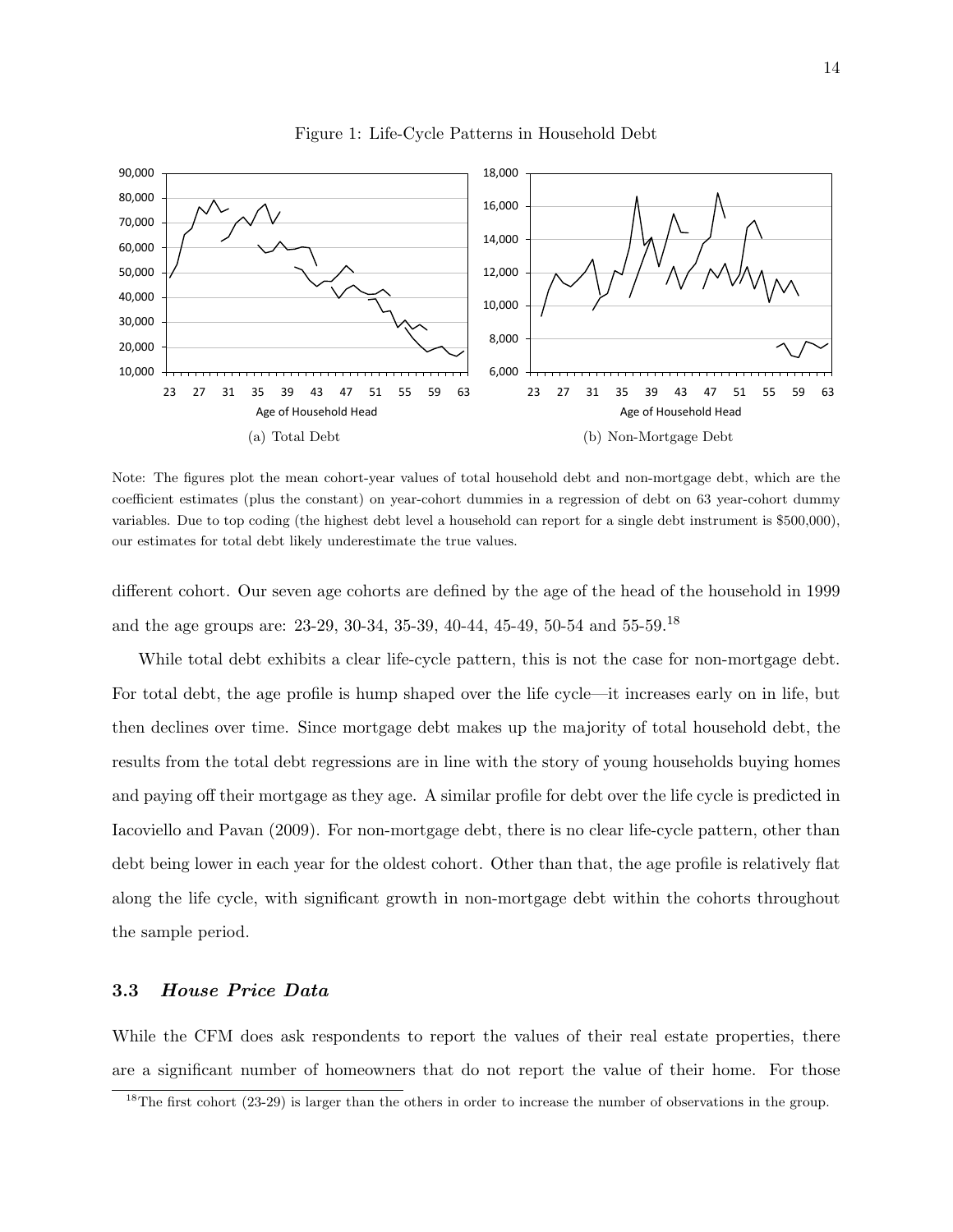Figure 1: Life-Cycle Patterns in Household Debt

(a) Total Debt

(b) Non-Mortgage Debt

Note: The figures plot the mean cohort-year values of total household debt and non-mortgage debt, which are the coefficient estimates (plus the constant) on year-cohort dummies in a regression of debt on 63 year-cohort dummy variables. Due to top coding (the highest debt level a household can report for a single debt instrument is \$500,000), our estimates for total debt likely underestimate the true values.

different cohort. Our seven age cohorts are defined by the age of the head of the household in 1999 and the age groups are: 23-29, 30-34, 35-39, 40-44, 45-49, 50-54 and 55-59.[18]

While total debt exhibits a clear life-cycle pattern, this is not the case for non-mortgage debt. For total debt, the age profile is hump shaped over the life cycle—it increases early on in life, but then declines over time. Since mortgage debt makes up the majority of total household debt, the results from the total debt regressions are in line with the story of young households buying homes and paying off their mortgage as they age. A similar profile for debt over the life cycle is predicted in Iacoviello and Pavan (2009). For non-mortgage debt, there is no clear life-cycle pattern, other than debt being lower in each year for the oldest cohort. Other than that, the age profile is relatively flat along the life cycle, with significant growth in non-mortgage debt within the cohorts throughout the sample period.

### 3.3 *House Price Data*

While the CFM does ask respondents to report the values of their real estate properties, there are a significant number of homeowners that do not report the value of their home. For those

[18] The first cohort (23-29) is larger than the others in order to increase the number of observations in the group.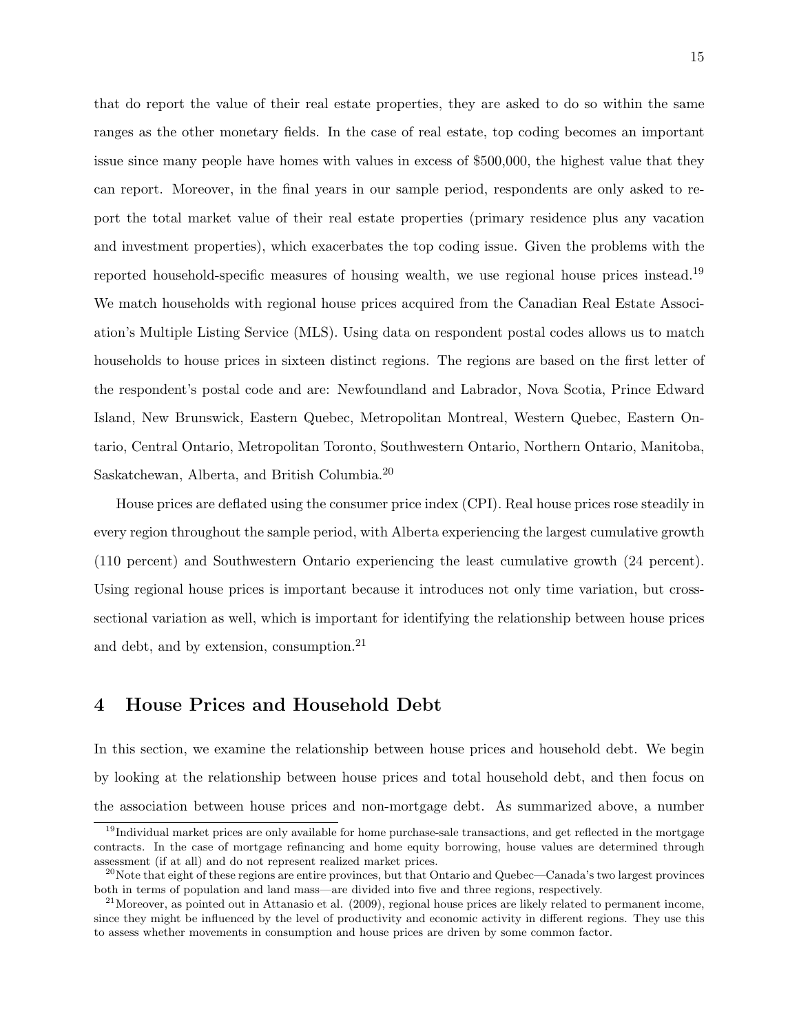that do report the value of their real estate properties, they are asked to do so within the same ranges as the other monetary fields. In the case of real estate, top coding becomes an important issue since many people have homes with values in excess of $500,000, the highest value that they can report. Moreover, in the final years in our sample period, respondents are only asked to report the total market value of their real estate properties (primary residence plus any vacation and investment properties), which exacerbates the top coding issue. Given the problems with the reported household-specific measures of housing wealth, we use regional house prices instead.[19] We match households with regional house prices acquired from the Canadian Real Estate Association's Multiple Listing Service (MLS). Using data on respondent postal codes allows us to match households to house prices in sixteen distinct regions. The regions are based on the first letter of the respondent's postal code and are: Newfoundland and Labrador, Nova Scotia, Prince Edward Island, New Brunswick, Eastern Quebec, Metropolitan Montreal, Western Quebec, Eastern Ontario, Central Ontario, Metropolitan Toronto, Southwestern Ontario, Northern Ontario, Manitoba, Saskatchewan, Alberta, and British Columbia.[20]

House prices are deflated using the consumer price index (CPI). Real house prices rose steadily in every region throughout the sample period, with Alberta experiencing the largest cumulative growth (110 percent) and Southwestern Ontario experiencing the least cumulative growth (24 percent). Using regional house prices is important because it introduces not only time variation, but cross-sectional variation as well, which is important for identifying the relationship between house prices and debt, and by extension, consumption.[21]

# 4 House Prices and Household Debt

In this section, we examine the relationship between house prices and household debt. We begin by looking at the relationship between house prices and total household debt, and then focus on the association between house prices and non-mortgage debt. As summarized above, a number

[19] Individual market prices are only available for home purchase-sale transactions, and get reflected in the mortgage contracts. In the case of mortgage refinancing and home equity borrowing, house values are determined through assessment (if at all) and do not represent realized market prices.

[20] Note that eight of these regions are entire provinces, but that Ontario and Quebec—Canada's two largest provinces both in terms of population and land mass—are divided into five and three regions, respectively.

[21] Moreover, as pointed out in Attanasio et al. (2009), regional house prices are likely related to permanent income, since they might be influenced by the level of productivity and economic activity in different regions. They use this to assess whether movements in consumption and house prices are driven by some common factor.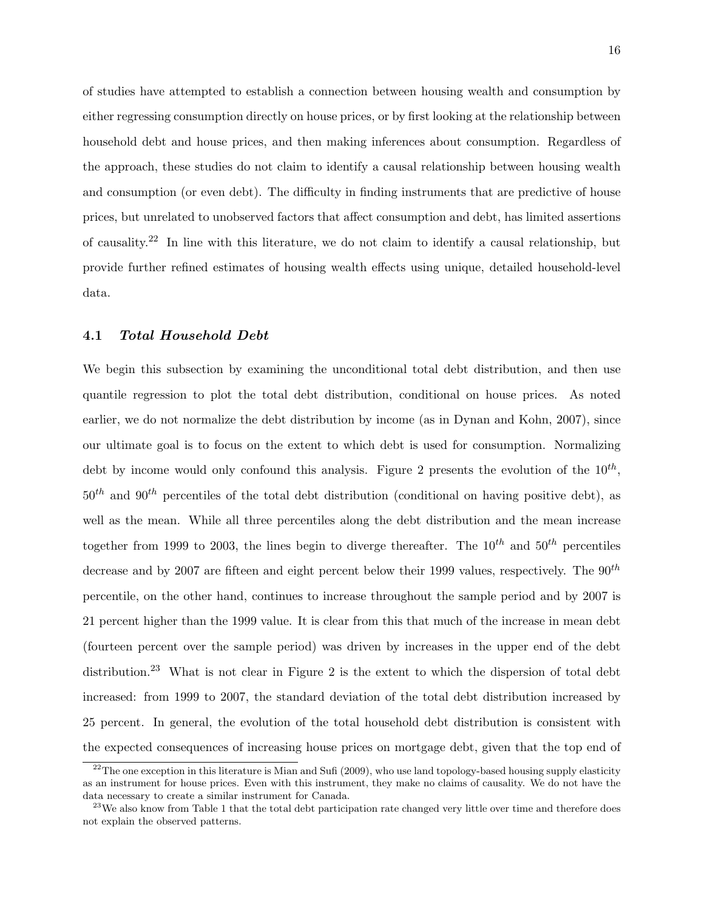of studies have attempted to establish a connection between housing wealth and consumption by either regressing consumption directly on house prices, or by first looking at the relationship between household debt and house prices, and then making inferences about consumption. Regardless of the approach, these studies do not claim to identify a causal relationship between housing wealth and consumption (or even debt). The difficulty in finding instruments that are predictive of house prices, but unrelated to unobserved factors that affect consumption and debt, has limited assertions of causality.[22] In line with this literature, we do not claim to identify a causal relationship, but provide further refined estimates of housing wealth effects using unique, detailed household-level data.

### 4.1 *Total Household Debt*

We begin this subsection by examining the unconditional total debt distribution, and then use quantile regression to plot the total debt distribution, conditional on house prices. As noted earlier, we do not normalize the debt distribution by income (as in Dynan and Kohn, 2007), since our ultimate goal is to focus on the extent to which debt is used for consumption. Normalizing debt by income would only confound this analysis. Figure 2 presents the evolution of the $10^{th}$, $50^{th}$ and $90^{th}$ percentiles of the total debt distribution (conditional on having positive debt), as well as the mean. While all three percentiles along the debt distribution and the mean increase together from 1999 to 2003, the lines begin to diverge thereafter. The $10^{th}$ and $50^{th}$ percentiles decrease and by 2007 are fifteen and eight percent below their 1999 values, respectively. The $90^{th}$ percentile, on the other hand, continues to increase throughout the sample period and by 2007 is 21 percent higher than the 1999 value. It is clear from this that much of the increase in mean debt (fourteen percent over the sample period) was driven by increases in the upper end of the debt distribution.[23] What is not clear in Figure 2 is the extent to which the dispersion of total debt increased: from 1999 to 2007, the standard deviation of the total debt distribution increased by 25 percent. In general, the evolution of the total household debt distribution is consistent with the expected consequences of increasing house prices on mortgage debt, given that the top end of

[22] The one exception in this literature is Mian and Sufi (2009), who use land topology-based housing supply elasticity as an instrument for house prices. Even with this instrument, they make no claims of causality. We do not have the data necessary to create a similar instrument for Canada.

[23] We also know from Table 1 that the total debt participation rate changed very little over time and therefore does not explain the observed patterns.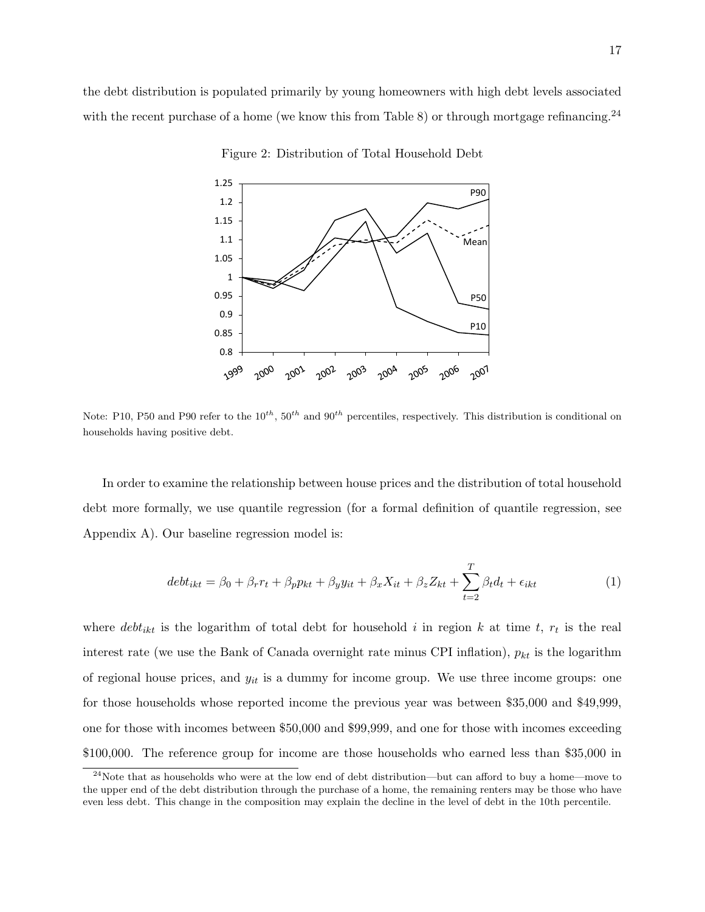the debt distribution is populated primarily by young homeowners with high debt levels associated with the recent purchase of a home (we know this from Table 8) or through mortgage refinancing.[24]

Figure 2: Distribution of Total Household Debt

Note: P10, P50 and P90 refer to the $10^{th}$, $50^{th}$ and $90^{th}$ percentiles, respectively. This distribution is conditional on households having positive debt.

In order to examine the relationship between house prices and the distribution of total household debt more formally, we use quantile regression (for a formal definition of quantile regression, see Appendix A). Our baseline regression model is:

$$debt_{ikt} = \beta_0 + \beta_r r_t + \beta_p p_{kt} + \beta_y y_{it} + \beta_x X_{it} + \beta_z Z_{kt} + \sum_{t=2}^{T} \beta_t d_t + \epsilon_{ikt} \tag{1}$$

where $debt_{ikt}$ is the logarithm of total debt for household $i$ in region $k$ at time $t$, $r_t$ is the real interest rate (we use the Bank of Canada overnight rate minus CPI inflation), $p_{kt}$ is the logarithm of regional house prices, and $y_{it}$ is a dummy for income group. We use three income groups: one for those households whose reported income the previous year was between \$35,000 and \$49,999, one for those with incomes between \$50,000 and \$99,999, and one for those with incomes exceeding \$100,000. The reference group for income are those households who earned less than \$35,000 in

[24] Note that as households who were at the low end of debt distribution—but can afford to buy a home—move to the upper end of the debt distribution through the purchase of a home, the remaining renters may be those who have even less debt. This change in the composition may explain the decline in the level of debt in the 10th percentile.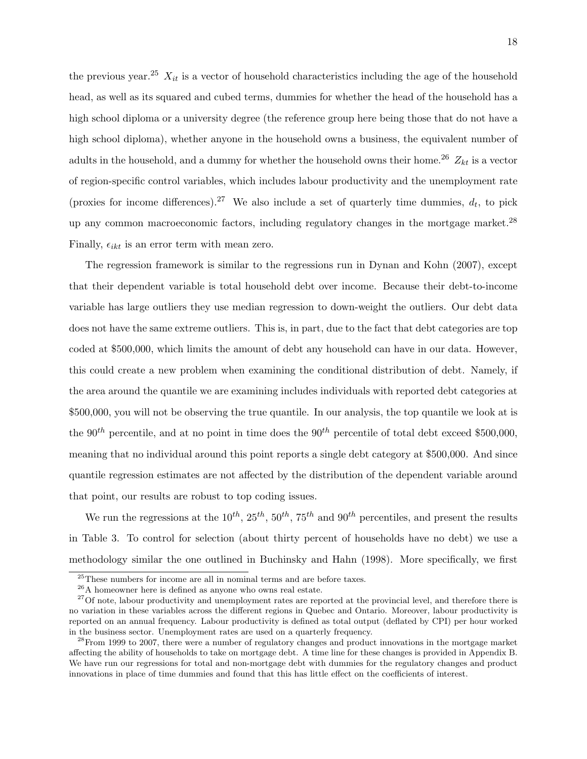the previous year.[25] $X_{it}$ is a vector of household characteristics including the age of the household head, as well as its squared and cubed terms, dummies for whether the head of the household has a high school diploma or a university degree (the reference group here being those that do not have a high school diploma), whether anyone in the household owns a business, the equivalent number of adults in the household, and a dummy for whether the household owns their home.[26] $Z_{kt}$ is a vector of region-specific control variables, which includes labour productivity and the unemployment rate (proxies for income differences).[27] We also include a set of quarterly time dummies, $d_t$, to pick up any common macroeconomic factors, including regulatory changes in the mortgage market.[28] Finally, $\epsilon_{ikt}$ is an error term with mean zero.

The regression framework is similar to the regressions run in Dynan and Kohn (2007), except that their dependent variable is total household debt over income. Because their debt-to-income variable has large outliers they use median regression to down-weight the outliers. Our debt data does not have the same extreme outliers. This is, in part, due to the fact that debt categories are top coded at \$500,000, which limits the amount of debt any household can have in our data. However, this could create a new problem when examining the conditional distribution of debt. Namely, if the area around the quantile we are examining includes individuals with reported debt categories at \$500,000, you will not be observing the true quantile. In our analysis, the top quantile we look at is the $90^{th}$ percentile, and at no point in time does the $90^{th}$ percentile of total debt exceed \$500,000, meaning that no individual around this point reports a single debt category at \$500,000. And since quantile regression estimates are not affected by the distribution of the dependent variable around that point, our results are robust to top coding issues.

We run the regressions at the $10^{th}$, $25^{th}$, $50^{th}$, $75^{th}$ and $90^{th}$ percentiles, and present the results in Table 3. To control for selection (about thirty percent of households have no debt) we use a methodology similar the one outlined in Buchinsky and Hahn (1998). More specifically, we first

[25] These numbers for income are all in nominal terms and are before taxes.

[26] A homeowner here is defined as anyone who owns real estate.

[27] Of note, labour productivity and unemployment rates are reported at the provincial level, and therefore there is no variation in these variables across the different regions in Quebec and Ontario. Moreover, labour productivity is reported on an annual frequency. Labour productivity is defined as total output (deflated by CPI) per hour worked in the business sector. Unemployment rates are used on a quarterly frequency.

[28] From 1999 to 2007, there were a number of regulatory changes and product innovations in the mortgage market affecting the ability of households to take on mortgage debt. A time line for these changes is provided in Appendix B. We have run our regressions for total and non-mortgage debt with dummies for the regulatory changes and product innovations in place of time dummies and found that this has little effect on the coefficients of interest.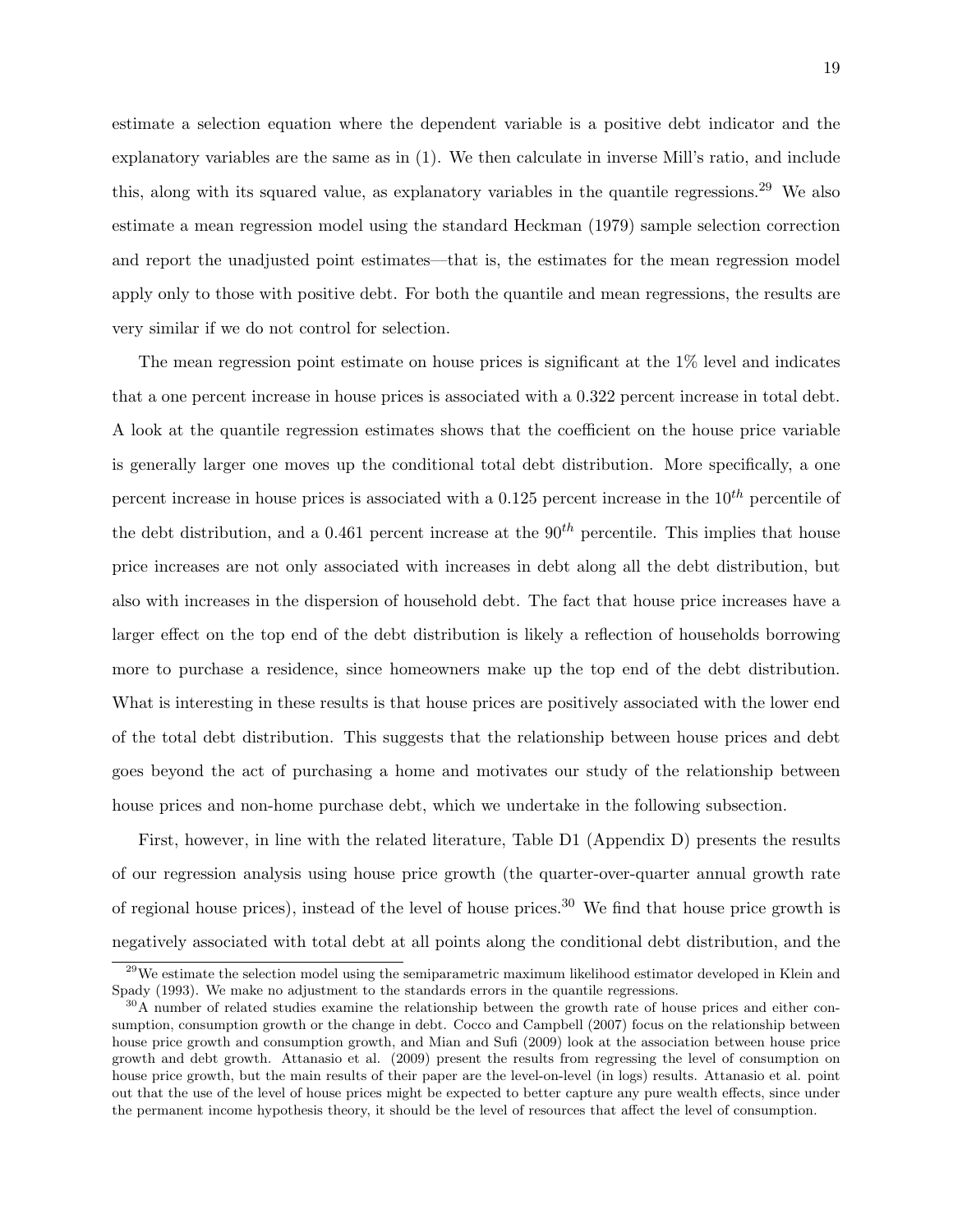estimate a selection equation where the dependent variable is a positive debt indicator and the explanatory variables are the same as in (1). We then calculate in inverse Mill's ratio, and include this, along with its squared value, as explanatory variables in the quantile regressions.[29] We also estimate a mean regression model using the standard Heckman (1979) sample selection correction and report the unadjusted point estimates—that is, the estimates for the mean regression model apply only to those with positive debt. For both the quantile and mean regressions, the results are very similar if we do not control for selection.

The mean regression point estimate on house prices is significant at the 1% level and indicates that a one percent increase in house prices is associated with a 0.322 percent increase in total debt. A look at the quantile regression estimates shows that the coefficient on the house price variable is generally larger one moves up the conditional total debt distribution. More specifically, a one percent increase in house prices is associated with a 0.125 percent increase in the $10^{th}$ percentile of the debt distribution, and a 0.461 percent increase at the $90^{th}$ percentile. This implies that house price increases are not only associated with increases in debt along all the debt distribution, but also with increases in the dispersion of household debt. The fact that house price increases have a larger effect on the top end of the debt distribution is likely a reflection of households borrowing more to purchase a residence, since homeowners make up the top end of the debt distribution. What is interesting in these results is that house prices are positively associated with the lower end of the total debt distribution. This suggests that the relationship between house prices and debt goes beyond the act of purchasing a home and motivates our study of the relationship between house prices and non-home purchase debt, which we undertake in the following subsection.

First, however, in line with the related literature, Table D1 (Appendix D) presents the results of our regression analysis using house price growth (the quarter-over-quarter annual growth rate of regional house prices), instead of the level of house prices.[30] We find that house price growth is negatively associated with total debt at all points along the conditional debt distribution, and the

[29] We estimate the selection model using the semiparametric maximum likelihood estimator developed in Klein and Spady (1993). We make no adjustment to the standards errors in the quantile regressions.

[30] A number of related studies examine the relationship between the growth rate of house prices and either consumption, consumption growth or the change in debt. Cocco and Campbell (2007) focus on the relationship between house price growth and consumption growth, and Mian and Sufi (2009) look at the association between house price growth and debt growth. Attanasio et al. (2009) present the results from regressing the level of consumption on house price growth, but the main results of their paper are the level-on-level (in logs) results. Attanasio et al. point out that the use of the level of house prices might be expected to better capture any pure wealth effects, since under the permanent income hypothesis theory, it should be the level of resources that affect the level of consumption.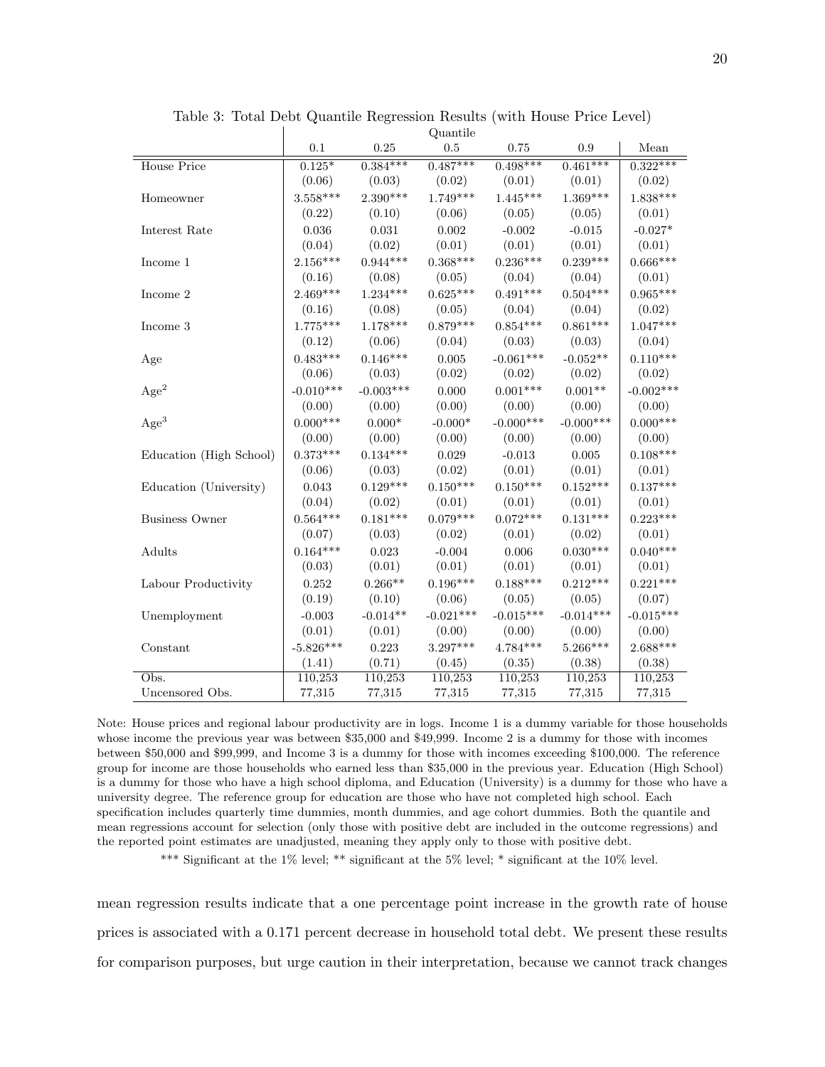Table 3: Total Debt Quantile Regression Results (with House Price Level)

| | Quantile | | | | | |
|---|---|---|---|---|---|---|
| | 0.1 | 0.25 | 0.5 | 0.75 | 0.9 | Mean |
| House Price | 0.125* | 0.384*** | 0.487*** | 0.498*** | 0.461*** | 0.322*** |
| | (0.06) | (0.03) | (0.02) | (0.01) | (0.01) | (0.02) |
| Homeowner | 3.558*** | 2.390*** | 1.749*** | 1.445*** | 1.369*** | 1.838*** |
| | (0.22) | (0.10) | (0.06) | (0.05) | (0.05) | (0.01) |
| Interest Rate | 0.036 | 0.031 | 0.002 | -0.002 | -0.015 | -0.027* |
| | (0.04) | (0.02) | (0.01) | (0.01) | (0.01) | (0.01) |
| Income 1 | 2.156*** | 0.944*** | 0.368*** | 0.236*** | 0.239*** | 0.666*** |
| | (0.16) | (0.08) | (0.05) | (0.04) | (0.04) | (0.01) |
| Income 2 | 2.469*** | 1.234*** | 0.625*** | 0.491*** | 0.504*** | 0.965*** |
| | (0.16) | (0.08) | (0.05) | (0.04) | (0.04) | (0.02) |
| Income 3 | 1.775*** | 1.178*** | 0.879*** | 0.854*** | 0.861*** | 1.047*** |
| | (0.12) | (0.06) | (0.04) | (0.03) | (0.03) | (0.04) |
| Age | 0.483*** | 0.146*** | 0.005 | -0.061*** | -0.052** | 0.110*** |
| | (0.06) | (0.03) | (0.02) | (0.02) | (0.02) | (0.02) |
| $Age^2$ | -0.010*** | -0.003*** | 0.000 | 0.001*** | 0.001** | -0.002*** |
| | (0.00) | (0.00) | (0.00) | (0.00) | (0.00) | (0.00) |
| $Age^3$ | 0.000*** | 0.000* | -0.000* | -0.000*** | -0.000*** | 0.000*** |
| | (0.00) | (0.00) | (0.00) | (0.00) | (0.00) | (0.00) |
| Education (High School) | 0.373*** | 0.134*** | 0.029 | -0.013 | 0.005 | 0.108*** |
| | (0.06) | (0.03) | (0.02) | (0.01) | (0.01) | (0.01) |
| Education (University) | 0.043 | 0.129*** | 0.150*** | 0.150*** | 0.152*** | 0.137*** |
| | (0.04) | (0.02) | (0.01) | (0.01) | (0.01) | (0.01) |
| Business Owner | 0.564*** | 0.181*** | 0.079*** | 0.072*** | 0.131*** | 0.223*** |
| | (0.07) | (0.03) | (0.02) | (0.01) | (0.02) | (0.01) |
| Adults | 0.164*** | 0.023 | -0.004 | 0.006 | 0.030*** | 0.040*** |
| | (0.03) | (0.01) | (0.01) | (0.01) | (0.01) | (0.01) |
| Labour Productivity | 0.252 | 0.266** | 0.196*** | 0.188*** | 0.212*** | 0.221*** |
| | (0.19) | (0.10) | (0.06) | (0.05) | (0.05) | (0.07) |
| Unemployment | -0.003 | -0.014** | -0.021*** | -0.015*** | -0.014*** | -0.015*** |
| | (0.01) | (0.01) | (0.00) | (0.00) | (0.00) | (0.00) |
| Constant | -5.826*** | 0.223 | 3.297*** | 4.784*** | 5.266*** | 2.688*** |
| | (1.41) | (0.71) | (0.45) | (0.35) | (0.38) | (0.38) |
| Obs. | 110,253 | 110,253 | 110,253 | 110,253 | 110,253 | 110,253 |
| Uncensored Obs. | 77,315 | 77,315 | 77,315 | 77,315 | 77,315 | 77,315 |

Note: House prices and regional labour productivity are in logs. Income 1 is a dummy variable for those households whose income the previous year was between $35,000 and $49,999. Income 2 is a dummy for those with incomes between $50,000 and $99,999, and Income 3 is a dummy for those with incomes exceeding $100,000. The reference group for income are those households who earned less than $35,000 in the previous year. Education (High School) is a dummy for those who have a high school diploma, and Education (University) is a dummy for those who have a university degree. The reference group for education are those who have not completed high school. Each specification includes quarterly time dummies, month dummies, and age cohort dummies. Both the quantile and mean regressions account for selection (only those with positive debt are included in the outcome regressions) and the reported point estimates are unadjusted, meaning they apply only to those with positive debt.

*** Significant at the 1% level; ** significant at the 5% level; * significant at the 10% level.

mean regression results indicate that a one percentage point increase in the growth rate of house prices is associated with a 0.171 percent decrease in household total debt. We present these results for comparison purposes, but urge caution in their interpretation, because we cannot track changes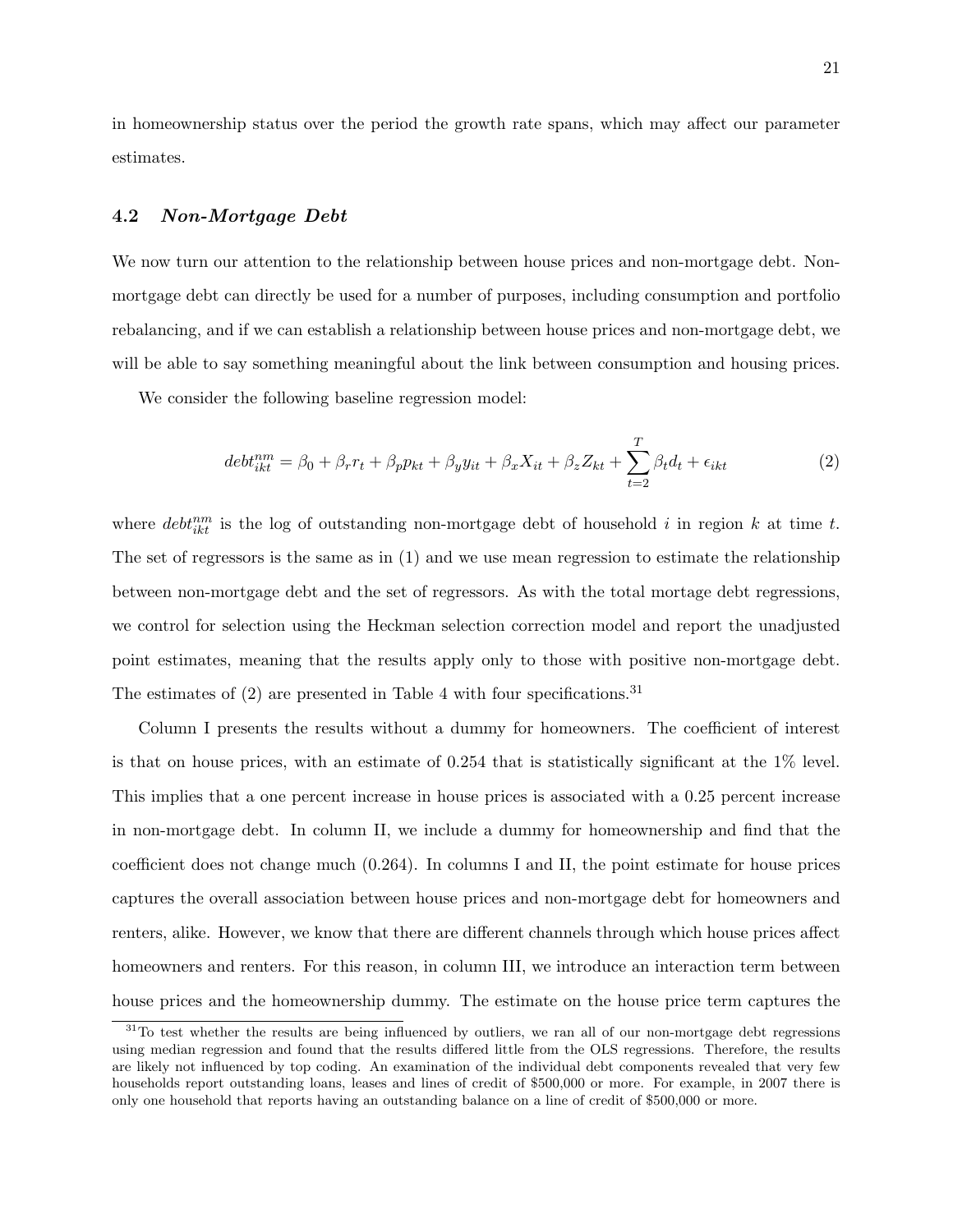in homeownership status over the period the growth rate spans, which may affect our parameter estimates.

## 4.2 *Non-Mortgage Debt*

We now turn our attention to the relationship between house prices and non-mortgage debt. Non-mortgage debt can directly be used for a number of purposes, including consumption and portfolio rebalancing, and if we can establish a relationship between house prices and non-mortgage debt, we will be able to say something meaningful about the link between consumption and housing prices.

We consider the following baseline regression model:

$$debt^{nm}_{ikt} = \beta_0 + \beta_r r_t + \beta_p p_{kt} + \beta_y y_{it} + \beta_x X_{it} + \beta_z Z_{kt} + \sum_{t=2}^{T} \beta_t d_t + \epsilon_{ikt} \tag{2}$$

where $debt^{nm}_{ikt}$ is the log of outstanding non-mortgage debt of household $i$ in region $k$ at time $t$. The set of regressors is the same as in (1) and we use mean regression to estimate the relationship between non-mortgage debt and the set of regressors. As with the total mortage debt regressions, we control for selection using the Heckman selection correction model and report the unadjusted point estimates, meaning that the results apply only to those with positive non-mortgage debt. The estimates of (2) are presented in Table 4 with four specifications.[31]

Column I presents the results without a dummy for homeowners. The coefficient of interest is that on house prices, with an estimate of 0.254 that is statistically significant at the 1% level. This implies that a one percent increase in house prices is associated with a 0.25 percent increase in non-mortgage debt. In column II, we include a dummy for homeownership and find that the coefficient does not change much (0.264). In columns I and II, the point estimate for house prices captures the overall association between house prices and non-mortgage debt for homeowners and renters, alike. However, we know that there are different channels through which house prices affect homeowners and renters. For this reason, in column III, we introduce an interaction term between house prices and the homeownership dummy. The estimate on the house price term captures the

[31] To test whether the results are being influenced by outliers, we ran all of our non-mortgage debt regressions using median regression and found that the results differed little from the OLS regressions. Therefore, the results are likely not influenced by top coding. An examination of the individual debt components revealed that very few households report outstanding loans, leases and lines of credit of $500,000 or more. For example, in 2007 there is only one household that reports having an outstanding balance on a line of credit of $500,000 or more.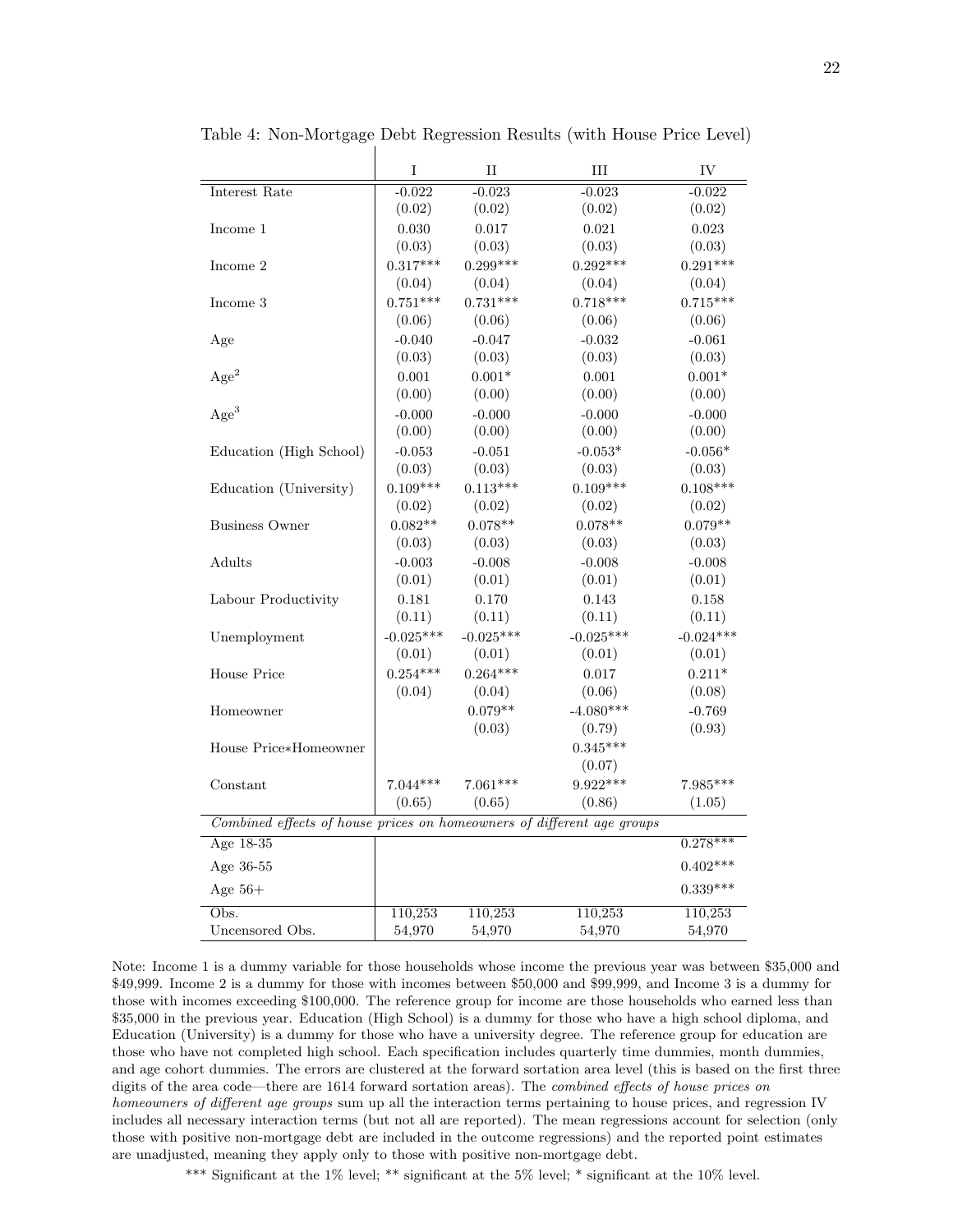Table 4: Non-Mortgage Debt Regression Results (with House Price Level)

| | I | II | III | IV |
|---|---|---|---|---|
| Interest Rate | -0.022 | -0.023 | -0.023 | -0.022 |
| | (0.02) | (0.02) | (0.02) | (0.02) |
| Income 1 | 0.030 | 0.017 | 0.021 | 0.023 |
| | (0.03) | (0.03) | (0.03) | (0.03) |
| Income 2 | 0.317*** | 0.299*** | 0.292*** | 0.291*** |
| | (0.04) | (0.04) | (0.04) | (0.04) |
| Income 3 | 0.751*** | 0.731*** | 0.718*** | 0.715*** |
| | (0.06) | (0.06) | (0.06) | (0.06) |
| Age | -0.040 | -0.047 | -0.032 | -0.061 |
| | (0.03) | (0.03) | (0.03) | (0.03) |
| $Age^2$ | 0.001 | 0.001* | 0.001 | 0.001* |
| | (0.00) | (0.00) | (0.00) | (0.00) |
| $Age^3$ | -0.000 | -0.000 | -0.000 | -0.000 |
| | (0.00) | (0.00) | (0.00) | (0.00) |
| Education (High School) | -0.053 | -0.051 | -0.053* | -0.056* |
| | (0.03) | (0.03) | (0.03) | (0.03) |
| Education (University) | 0.109*** | 0.113*** | 0.109*** | 0.108*** |
| | (0.02) | (0.02) | (0.02) | (0.02) |
| Business Owner | 0.082** | 0.078** | 0.078** | 0.079** |
| | (0.03) | (0.03) | (0.03) | (0.03) |
| Adults | -0.003 | -0.008 | -0.008 | -0.008 |
| | (0.01) | (0.01) | (0.01) | (0.01) |
| Labour Productivity | 0.181 | 0.170 | 0.143 | 0.158 |
| | (0.11) | (0.11) | (0.11) | (0.11) |
| Unemployment | -0.025*** | -0.025*** | -0.025*** | -0.024*** |
| | (0.01) | (0.01) | (0.01) | (0.01) |
| House Price | 0.254*** | 0.264*** | 0.017 | 0.211* |
| | (0.04) | (0.04) | (0.06) | (0.08) |
| Homeowner | | 0.079** | -4.080*** | -0.769 |
| | | (0.03) | (0.79) | (0.93) |
| House Price*Homeowner | | | 0.345*** | |
| | | | (0.07) | |
| Constant | 7.044*** | 7.061*** | 9.922*** | 7.985*** |
| | (0.65) | (0.65) | (0.86) | (1.05) |
| *Combined effects of house prices on homeowners of different age groups* | | | | |
| Age 18-35 | | | | 0.278*** |
| Age 36-55 | | | | 0.402*** |
| Age 56+ | | | | 0.339*** |
| Obs. | 110,253 | 110,253 | 110,253 | 110,253 |
| Uncensored Obs. | 54,970 | 54,970 | 54,970 | 54,970 |

Note: Income 1 is a dummy variable for those households whose income the previous year was between $35,000 and $49,999. Income 2 is a dummy for those with incomes between $50,000 and $99,999, and Income 3 is a dummy for those with incomes exceeding $100,000. The reference group for income are those households who earned less than $35,000 in the previous year. Education (High School) is a dummy for those who have a high school diploma, and Education (University) is a dummy for those who have a university degree. The reference group for education are those who have not completed high school. Each specification includes quarterly time dummies, month dummies, and age cohort dummies. The errors are clustered at the forward sortation area level (this is based on the first three digits of the area code—there are 1614 forward sortation areas). The *combined effects of house prices on homeowners of different age groups* sum up all the interaction terms pertaining to house prices, and regression IV includes all necessary interaction terms (but not all are reported). The mean regressions account for selection (only those with positive non-mortgage debt are included in the outcome regressions) and the reported point estimates are unadjusted, meaning they apply only to those with positive non-mortgage debt.

*** Significant at the 1% level; ** significant at the 5% level; * significant at the 10% level.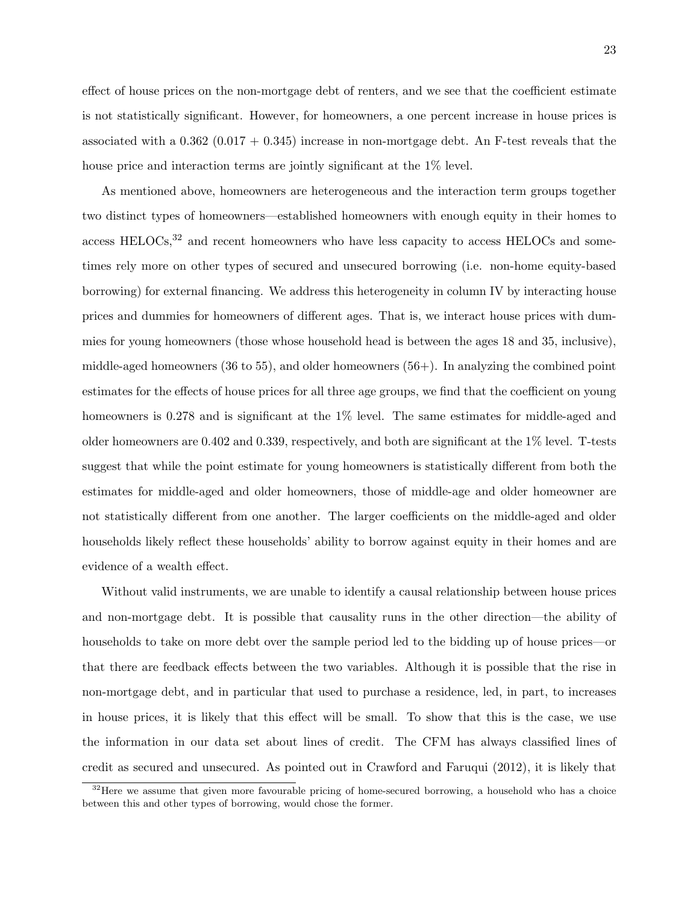effect of house prices on the non-mortgage debt of renters, and we see that the coefficient estimate is not statistically significant. However, for homeowners, a one percent increase in house prices is associated with a 0.362 (0.017 + 0.345) increase in non-mortgage debt. An F-test reveals that the house price and interaction terms are jointly significant at the 1% level.

As mentioned above, homeowners are heterogeneous and the interaction term groups together two distinct types of homeowners—established homeowners with enough equity in their homes to access HELOCs,[32] and recent homeowners who have less capacity to access HELOCs and sometimes rely more on other types of secured and unsecured borrowing (i.e. non-home equity-based borrowing) for external financing. We address this heterogeneity in column IV by interacting house prices and dummies for homeowners of different ages. That is, we interact house prices with dummies for young homeowners (those whose household head is between the ages 18 and 35, inclusive), middle-aged homeowners (36 to 55), and older homeowners (56+). In analyzing the combined point estimates for the effects of house prices for all three age groups, we find that the coefficient on young homeowners is 0.278 and is significant at the 1% level. The same estimates for middle-aged and older homeowners are 0.402 and 0.339, respectively, and both are significant at the 1% level. T-tests suggest that while the point estimate for young homeowners is statistically different from both the estimates for middle-aged and older homeowners, those of middle-age and older homeowner are not statistically different from one another. The larger coefficients on the middle-aged and older households likely reflect these households' ability to borrow against equity in their homes and are evidence of a wealth effect.

Without valid instruments, we are unable to identify a causal relationship between house prices and non-mortgage debt. It is possible that causality runs in the other direction—the ability of households to take on more debt over the sample period led to the bidding up of house prices—or that there are feedback effects between the two variables. Although it is possible that the rise in non-mortgage debt, and in particular that used to purchase a residence, led, in part, to increases in house prices, it is likely that this effect will be small. To show that this is the case, we use the information in our data set about lines of credit. The CFM has always classified lines of credit as secured and unsecured. As pointed out in Crawford and Faruqui (2012), it is likely that

[32] Here we assume that given more favourable pricing of home-secured borrowing, a household who has a choice between this and other types of borrowing, would chose the former.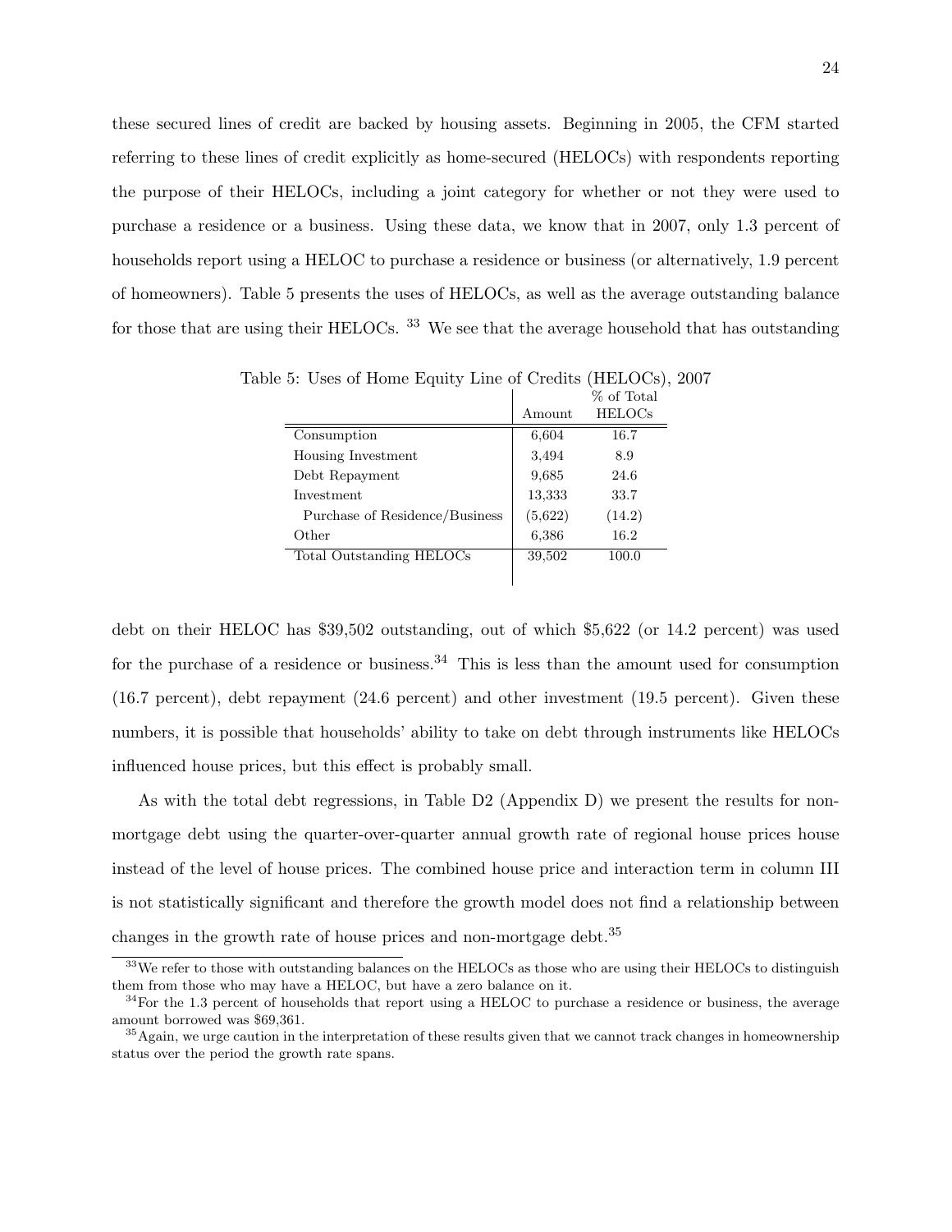these secured lines of credit are backed by housing assets. Beginning in 2005, the CFM started referring to these lines of credit explicitly as home-secured (HELOCs) with respondents reporting the purpose of their HELOCs, including a joint category for whether or not they were used to purchase a residence or a business. Using these data, we know that in 2007, only 1.3 percent of households report using a HELOC to purchase a residence or business (or alternatively, 1.9 percent of homeowners). Table 5 presents the uses of HELOCs, as well as the average outstanding balance for those that are using their HELOCs. [33] We see that the average household that has outstanding

Table 5: Uses of Home Equity Line of Credits (HELOCs), 2007

| | Amount | % of Total HELOCs |
|---|---|---|
| Consumption | 6,604 | 16.7 |
| Housing Investment | 3,494 | 8.9 |
| Debt Repayment | 9,685 | 24.6 |
| Investment | 13,333 | 33.7 |
| Purchase of Residence/Business | (5,622) | (14.2) |
| Other | 6,386 | 16.2 |
| Total Outstanding HELOCs | 39,502 | 100.0 |

debt on their HELOC has $39,502 outstanding, out of which $5,622 (or 14.2 percent) was used for the purchase of a residence or business.[34] This is less than the amount used for consumption (16.7 percent), debt repayment (24.6 percent) and other investment (19.5 percent). Given these numbers, it is possible that households' ability to take on debt through instruments like HELOCs influenced house prices, but this effect is probably small.

As with the total debt regressions, in Table D2 (Appendix D) we present the results for non-mortgage debt using the quarter-over-quarter annual growth rate of regional house prices house instead of the level of house prices. The combined house price and interaction term in column III is not statistically significant and therefore the growth model does not find a relationship between changes in the growth rate of house prices and non-mortgage debt.[35]

[33] We refer to those with outstanding balances on the HELOCs as those who are using their HELOCs to distinguish them from those who may have a HELOC, but have a zero balance on it.

[34] For the 1.3 percent of households that report using a HELOC to purchase a residence or business, the average amount borrowed was $69,361.

[35] Again, we urge caution in the interpretation of these results given that we cannot track changes in homeownership status over the period the growth rate spans.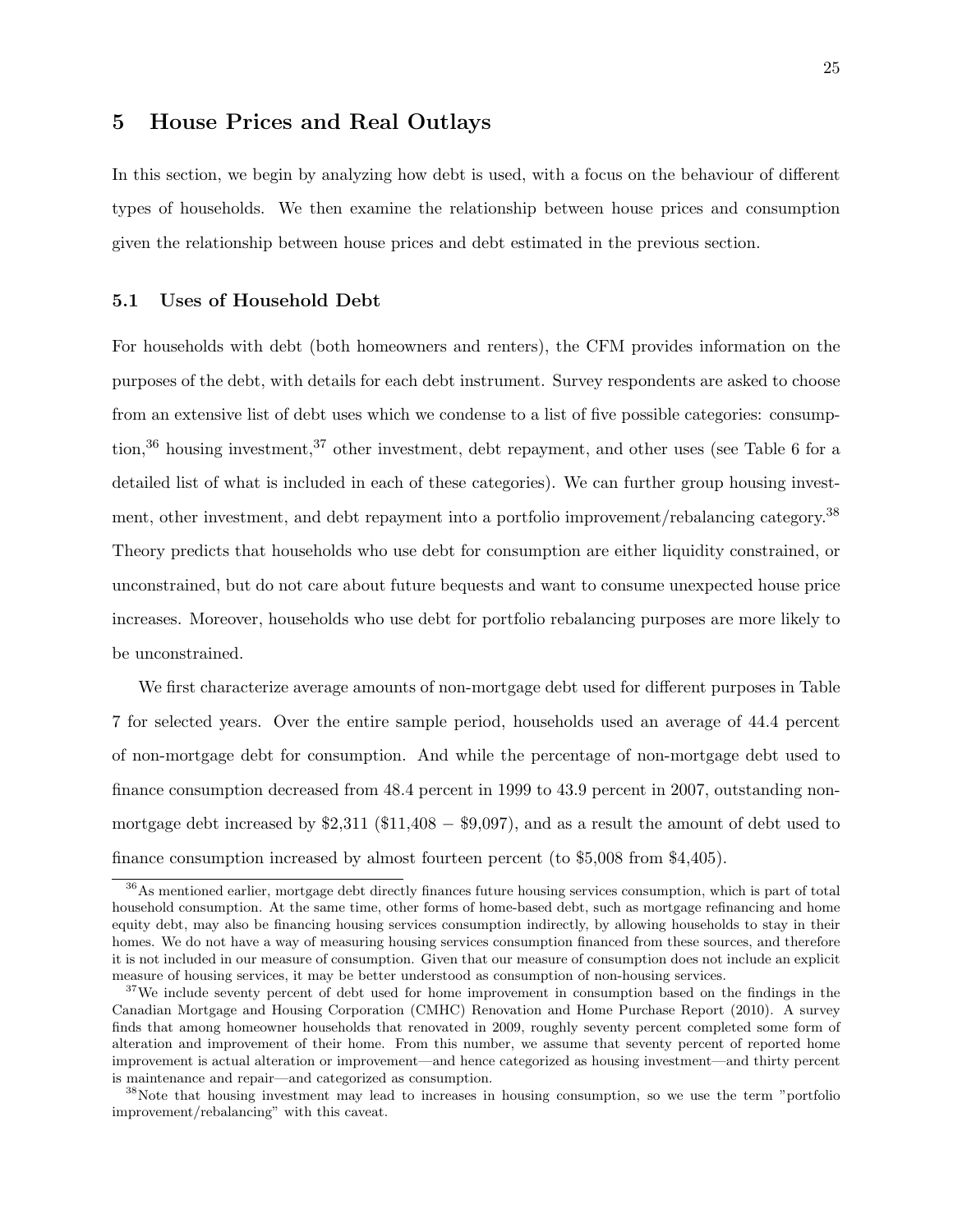## 5 House Prices and Real Outlays

In this section, we begin by analyzing how debt is used, with a focus on the behaviour of different types of households. We then examine the relationship between house prices and consumption given the relationship between house prices and debt estimated in the previous section.

### 5.1 Uses of Household Debt

For households with debt (both homeowners and renters), the CFM provides information on the purposes of the debt, with details for each debt instrument. Survey respondents are asked to choose from an extensive list of debt uses which we condense to a list of five possible categories: consumption,[36] housing investment,[37] other investment, debt repayment, and other uses (see Table 6 for a detailed list of what is included in each of these categories). We can further group housing investment, other investment, and debt repayment into a portfolio improvement/rebalancing category.[38] Theory predicts that households who use debt for consumption are either liquidity constrained, or unconstrained, but do not care about future bequests and want to consume unexpected house price increases. Moreover, households who use debt for portfolio rebalancing purposes are more likely to be unconstrained.

We first characterize average amounts of non-mortgage debt used for different purposes in Table 7 for selected years. Over the entire sample period, households used an average of 44.4 percent of non-mortgage debt for consumption. And while the percentage of non-mortgage debt used to finance consumption decreased from 48.4 percent in 1999 to 43.9 percent in 2007, outstanding non-mortgage debt increased by \$2,311 (\$11,408 − \$9,097), and as a result the amount of debt used to finance consumption increased by almost fourteen percent (to \$5,008 from \$4,405).

[36] As mentioned earlier, mortgage debt directly finances future housing services consumption, which is part of total household consumption. At the same time, other forms of home-based debt, such as mortgage refinancing and home equity debt, may also be financing housing services consumption indirectly, by allowing households to stay in their homes. We do not have a way of measuring housing services consumption financed from these sources, and therefore it is not included in our measure of consumption. Given that our measure of consumption does not include an explicit measure of housing services, it may be better understood as consumption of non-housing services.

[37] We include seventy percent of debt used for home improvement in consumption based on the findings in the Canadian Mortgage and Housing Corporation (CMHC) Renovation and Home Purchase Report (2010). A survey finds that among homeowner households that renovated in 2009, roughly seventy percent completed some form of alteration and improvement of their home. From this number, we assume that seventy percent of reported home improvement is actual alteration or improvement—and hence categorized as housing investment—and thirty percent is maintenance and repair—and categorized as consumption.

[38] Note that housing investment may lead to increases in housing consumption, so we use the term "portfolio improvement/rebalancing" with this caveat.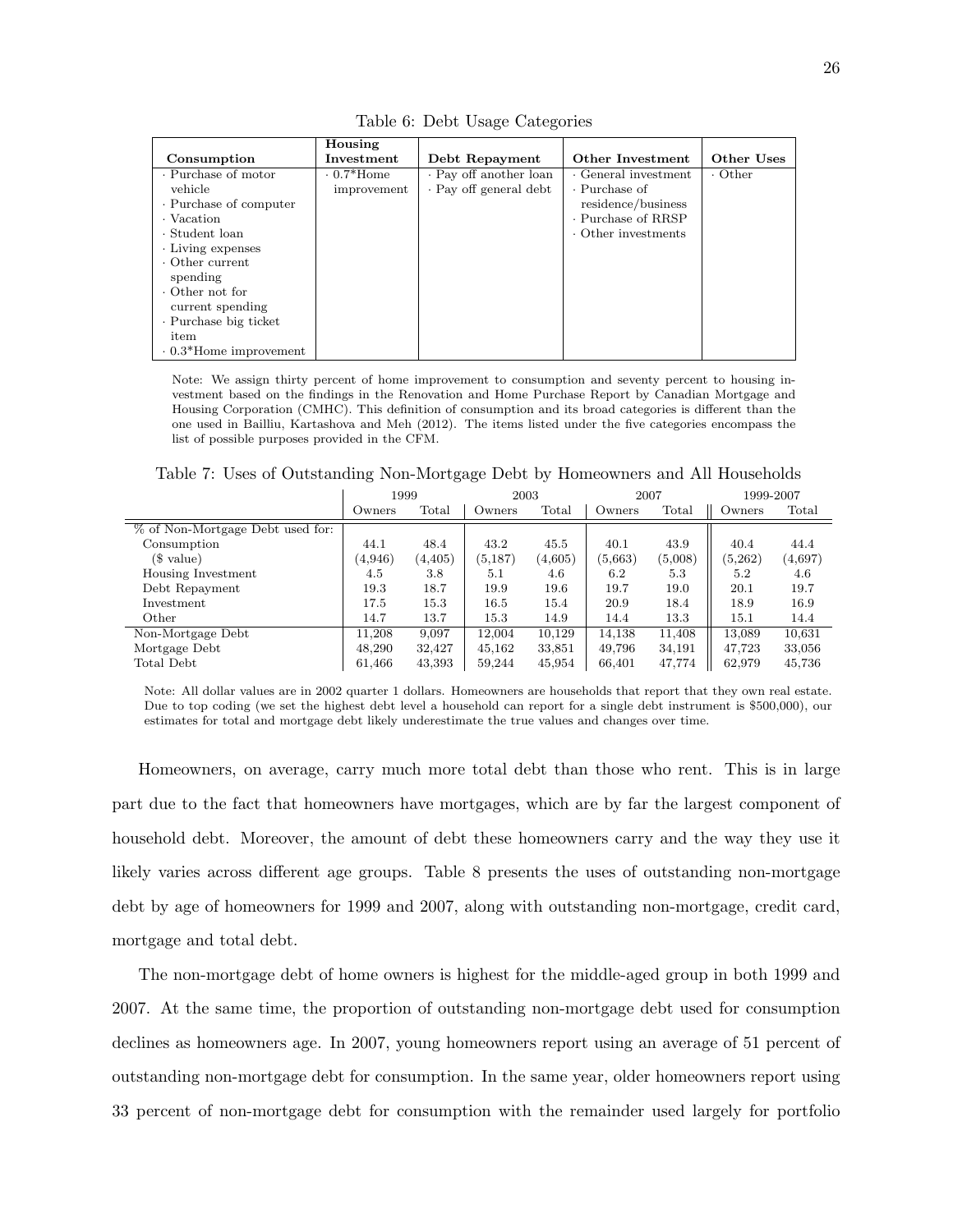Table 6: Debt Usage Categories

| Consumption | Housing Investment | Debt Repayment | Other Investment | Other Uses |
|---|---|---|---|---|
| · Purchase of motor vehicle<br>· Purchase of computer<br>· Vacation<br>· Student loan<br>· Living expenses<br>· Other current spending<br>· Other not for current spending<br>· Purchase big ticket item<br>· 0.3*Home improvement | · 0.7*Home improvement | · Pay off another loan<br>· Pay off general debt | · General investment<br>· Purchase of residence/business<br>· Purchase of RRSP<br>· Other investments | · Other |

Note: We assign thirty percent of home improvement to consumption and seventy percent to housing investment based on the findings in the Renovation and Home Purchase Report by Canadian Mortgage and Housing Corporation (CMHC). This definition of consumption and its broad categories is different than the one used in Bailliu, Kartashova and Meh (2012). The items listed under the five categories encompass the list of possible purposes provided in the CFM.

Table 7: Uses of Outstanding Non-Mortgage Debt by Homeowners and All Households

| | 1999 | | 2003 | | 2007 | | 1999-2007 | |
|---|---|---|---|---|---|---|---|---|
| | Owners | Total | Owners | Total | Owners | Total | Owners | Total |
| % of Non-Mortgage Debt used for: | | | | | | | | |
| Consumption | 44.1 | 48.4 | 43.2 | 45.5 | 40.1 | 43.9 | 40.4 | 44.4 |
| ($ value) | (4,946) | (4,405) | (5,187) | (4,605) | (5,663) | (5,008) | (5,262) | (4,697) |
| Housing Investment | 4.5 | 3.8 | 5.1 | 4.6 | 6.2 | 5.3 | 5.2 | 4.6 |
| Debt Repayment | 19.3 | 18.7 | 19.9 | 19.6 | 19.7 | 19.0 | 20.1 | 19.7 |
| Investment | 17.5 | 15.3 | 16.5 | 15.4 | 20.9 | 18.4 | 18.9 | 16.9 |
| Other | 14.7 | 13.7 | 15.3 | 14.9 | 14.4 | 13.3 | 15.1 | 14.4 |
| Non-Mortgage Debt | 11,208 | 9,097 | 12,004 | 10,129 | 14,138 | 11,408 | 13,089 | 10,631 |
| Mortgage Debt | 48,290 | 32,427 | 45,162 | 33,851 | 49,796 | 34,191 | 47,723 | 33,056 |
| Total Debt | 61,466 | 43,393 | 59,244 | 45,954 | 66,401 | 47,774 | 62,979 | 45,736 |

Note: All dollar values are in 2002 quarter 1 dollars. Homeowners are households that report that they own real estate. Due to top coding (we set the highest debt level a household can report for a single debt instrument is $500,000), our estimates for total and mortgage debt likely underestimate the true values and changes over time.

Homeowners, on average, carry much more total debt than those who rent. This is in large part due to the fact that homeowners have mortgages, which are by far the largest component of household debt. Moreover, the amount of debt these homeowners carry and the way they use it likely varies across different age groups. Table 8 presents the uses of outstanding non-mortgage debt by age of homeowners for 1999 and 2007, along with outstanding non-mortgage, credit card, mortgage and total debt.

The non-mortgage debt of home owners is highest for the middle-aged group in both 1999 and 2007. At the same time, the proportion of outstanding non-mortgage debt used for consumption declines as homeowners age. In 2007, young homeowners report using an average of 51 percent of outstanding non-mortgage debt for consumption. In the same year, older homeowners report using 33 percent of non-mortgage debt for consumption with the remainder used largely for portfolio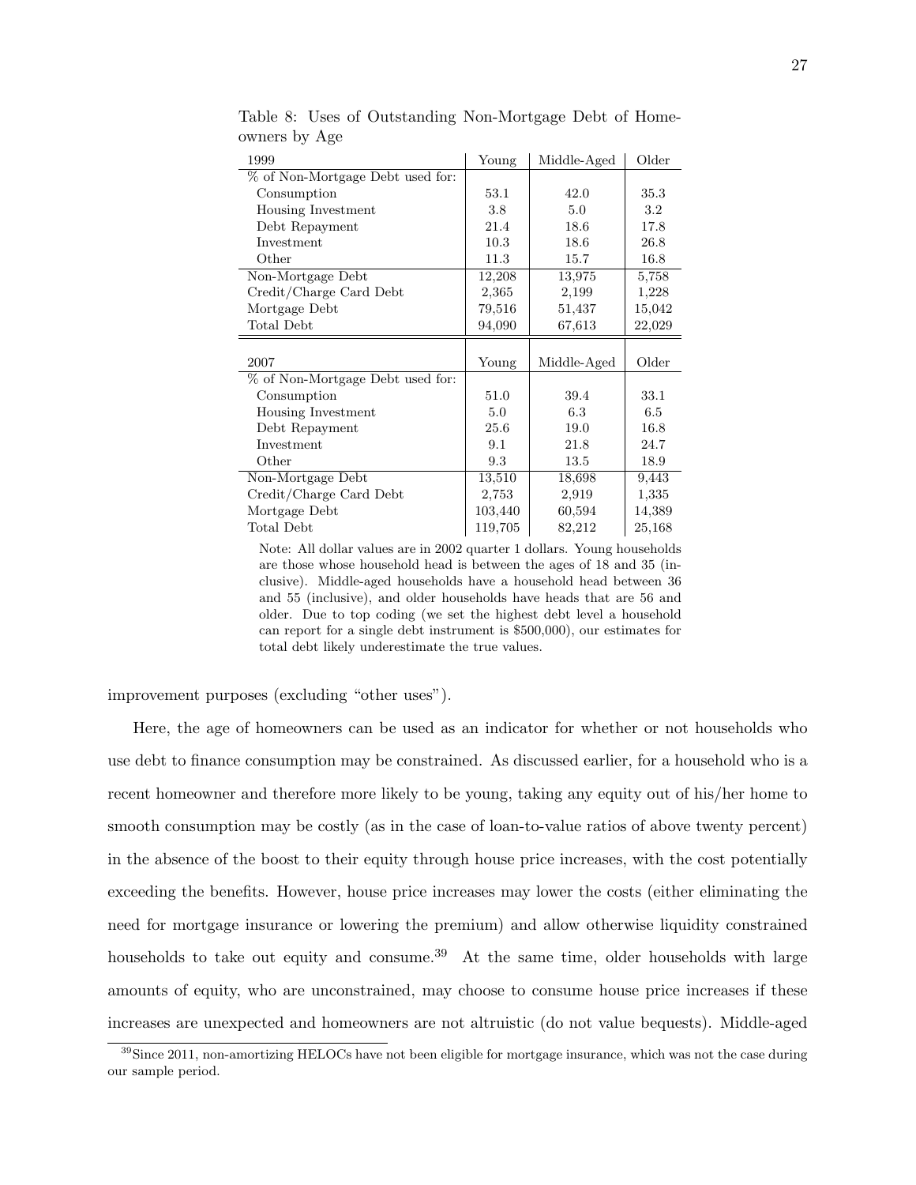Table 8: Uses of Outstanding Non-Mortgage Debt of Homeowners by Age

| 1999 | Young | Middle-Aged | Older |
|---|---|---|---|
| % of Non-Mortgage Debt used for: | | | |
| Consumption | 53.1 | 42.0 | 35.3 |
| Housing Investment | 3.8 | 5.0 | 3.2 |
| Debt Repayment | 21.4 | 18.6 | 17.8 |
| Investment | 10.3 | 18.6 | 26.8 |
| Other | 11.3 | 15.7 | 16.8 |
| Non-Mortgage Debt | 12,208 | 13,975 | 5,758 |
| Credit/Charge Card Debt | 2,365 | 2,199 | 1,228 |
| Mortgage Debt | 79,516 | 51,437 | 15,042 |
| Total Debt | 94,090 | 67,613 | 22,029 |
| | | | |
| **2007** | **Young** | **Middle-Aged** | **Older** |
| % of Non-Mortgage Debt used for: | | | |
| Consumption | 51.0 | 39.4 | 33.1 |
| Housing Investment | 5.0 | 6.3 | 6.5 |
| Debt Repayment | 25.6 | 19.0 | 16.8 |
| Investment | 9.1 | 21.8 | 24.7 |
| Other | 9.3 | 13.5 | 18.9 |
| Non-Mortgage Debt | 13,510 | 18,698 | 9,443 |
| Credit/Charge Card Debt | 2,753 | 2,919 | 1,335 |
| Mortgage Debt | 103,440 | 60,594 | 14,389 |
| Total Debt | 119,705 | 82,212 | 25,168 |

Note: All dollar values are in 2002 quarter 1 dollars. Young households are those whose household head is between the ages of 18 and 35 (inclusive). Middle-aged households have a household head between 36 and 55 (inclusive), and older households have heads that are 56 and older. Due to top coding (we set the highest debt level a household can report for a single debt instrument is $500,000), our estimates for total debt likely underestimate the true values.

improvement purposes (excluding "other uses").

Here, the age of homeowners can be used as an indicator for whether or not households who use debt to finance consumption may be constrained. As discussed earlier, for a household who is a recent homeowner and therefore more likely to be young, taking any equity out of his/her home to smooth consumption may be costly (as in the case of loan-to-value ratios of above twenty percent) in the absence of the boost to their equity through house price increases, with the cost potentially exceeding the benefits. However, house price increases may lower the costs (either eliminating the need for mortgage insurance or lowering the premium) and allow otherwise liquidity constrained households to take out equity and consume.[39] At the same time, older households with large amounts of equity, who are unconstrained, may choose to consume house price increases if these increases are unexpected and homeowners are not altruistic (do not value bequests). Middle-aged

[39] Since 2011, non-amortizing HELOCs have not been eligible for mortgage insurance, which was not the case during our sample period.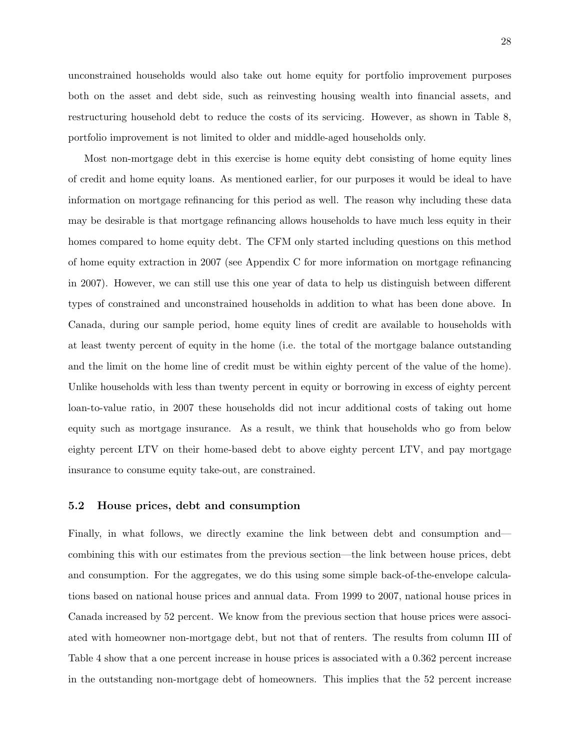unconstrained households would also take out home equity for portfolio improvement purposes both on the asset and debt side, such as reinvesting housing wealth into financial assets, and restructuring household debt to reduce the costs of its servicing. However, as shown in Table 8, portfolio improvement is not limited to older and middle-aged households only.

Most non-mortgage debt in this exercise is home equity debt consisting of home equity lines of credit and home equity loans. As mentioned earlier, for our purposes it would be ideal to have information on mortgage refinancing for this period as well. The reason why including these data may be desirable is that mortgage refinancing allows households to have much less equity in their homes compared to home equity debt. The CFM only started including questions on this method of home equity extraction in 2007 (see Appendix C for more information on mortgage refinancing in 2007). However, we can still use this one year of data to help us distinguish between different types of constrained and unconstrained households in addition to what has been done above. In Canada, during our sample period, home equity lines of credit are available to households with at least twenty percent of equity in the home (i.e. the total of the mortgage balance outstanding and the limit on the home line of credit must be within eighty percent of the value of the home). Unlike households with less than twenty percent in equity or borrowing in excess of eighty percent loan-to-value ratio, in 2007 these households did not incur additional costs of taking out home equity such as mortgage insurance. As a result, we think that households who go from below eighty percent LTV on their home-based debt to above eighty percent LTV, and pay mortgage insurance to consume equity take-out, are constrained.

### 5.2 House prices, debt and consumption

Finally, in what follows, we directly examine the link between debt and consumption and—combining this with our estimates from the previous section—the link between house prices, debt and consumption. For the aggregates, we do this using some simple back-of-the-envelope calculations based on national house prices and annual data. From 1999 to 2007, national house prices in Canada increased by 52 percent. We know from the previous section that house prices were associated with homeowner non-mortgage debt, but not that of renters. The results from column III of Table 4 show that a one percent increase in house prices is associated with a 0.362 percent increase in the outstanding non-mortgage debt of homeowners. This implies that the 52 percent increase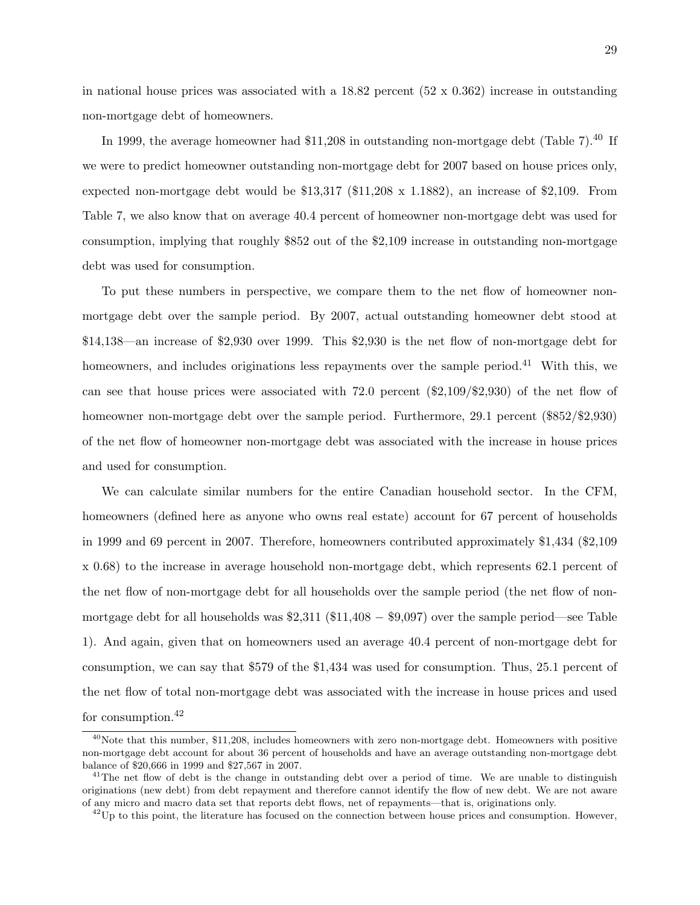in national house prices was associated with a 18.82 percent (52 x 0.362) increase in outstanding non-mortgage debt of homeowners.

In 1999, the average homeowner had \$11,208 in outstanding non-mortgage debt (Table 7).[40] If we were to predict homeowner outstanding non-mortgage debt for 2007 based on house prices only, expected non-mortgage debt would be \$13,317 (\$11,208 x 1.1882), an increase of \$2,109. From Table 7, we also know that on average 40.4 percent of homeowner non-mortgage debt was used for consumption, implying that roughly \$852 out of the \$2,109 increase in outstanding non-mortgage debt was used for consumption.

To put these numbers in perspective, we compare them to the net flow of homeowner non-mortgage debt over the sample period. By 2007, actual outstanding homeowner debt stood at \$14,138—an increase of \$2,930 over 1999. This \$2,930 is the net flow of non-mortgage debt for homeowners, and includes originations less repayments over the sample period.[41] With this, we can see that house prices were associated with 72.0 percent (\$2,109/\$2,930) of the net flow of homeowner non-mortgage debt over the sample period. Furthermore, 29.1 percent (\$852/\$2,930) of the net flow of homeowner non-mortgage debt was associated with the increase in house prices and used for consumption.

We can calculate similar numbers for the entire Canadian household sector. In the CFM, homeowners (defined here as anyone who owns real estate) account for 67 percent of households in 1999 and 69 percent in 2007. Therefore, homeowners contributed approximately \$1,434 (\$2,109 x 0.68) to the increase in average household non-mortgage debt, which represents 62.1 percent of the net flow of non-mortgage debt for all households over the sample period (the net flow of non-mortgage debt for all households was \$2,311 (\$11,408 − \$9,097) over the sample period—see Table 1). And again, given that on homeowners used an average 40.4 percent of non-mortgage debt for consumption, we can say that \$579 of the \$1,434 was used for consumption. Thus, 25.1 percent of the net flow of total non-mortgage debt was associated with the increase in house prices and used for consumption.[42]

[40] Note that this number, \$11,208, includes homeowners with zero non-mortgage debt. Homeowners with positive non-mortgage debt account for about 36 percent of households and have an average outstanding non-mortgage debt balance of \$20,666 in 1999 and \$27,567 in 2007.

[41] The net flow of debt is the change in outstanding debt over a period of time. We are unable to distinguish originations (new debt) from debt repayment and therefore cannot identify the flow of new debt. We are not aware of any micro and macro data set that reports debt flows, net of repayments—that is, originations only.

[42] Up to this point, the literature has focused on the connection between house prices and consumption. However,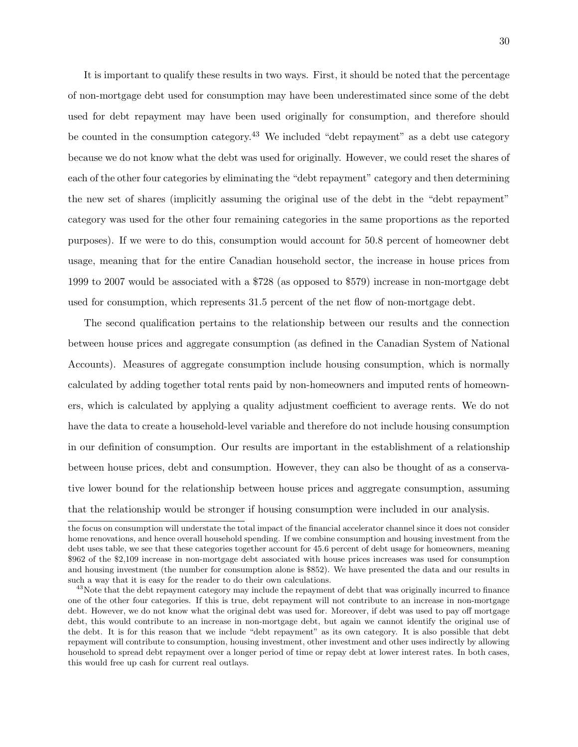It is important to qualify these results in two ways. First, it should be noted that the percentage of non-mortgage debt used for consumption may have been underestimated since some of the debt used for debt repayment may have been used originally for consumption, and therefore should be counted in the consumption category.[43] We included "debt repayment" as a debt use category because we do not know what the debt was used for originally. However, we could reset the shares of each of the other four categories by eliminating the "debt repayment" category and then determining the new set of shares (implicitly assuming the original use of the debt in the "debt repayment" category was used for the other four remaining categories in the same proportions as the reported purposes). If we were to do this, consumption would account for 50.8 percent of homeowner debt usage, meaning that for the entire Canadian household sector, the increase in house prices from 1999 to 2007 would be associated with a \$728 (as opposed to \$579) increase in non-mortgage debt used for consumption, which represents 31.5 percent of the net flow of non-mortgage debt.

The second qualification pertains to the relationship between our results and the connection between house prices and aggregate consumption (as defined in the Canadian System of National Accounts). Measures of aggregate consumption include housing consumption, which is normally calculated by adding together total rents paid by non-homeowners and imputed rents of homeowners, which is calculated by applying a quality adjustment coefficient to average rents. We do not have the data to create a household-level variable and therefore do not include housing consumption in our definition of consumption. Our results are important in the establishment of a relationship between house prices, debt and consumption. However, they can also be thought of as a conservative lower bound for the relationship between house prices and aggregate consumption, assuming that the relationship would be stronger if housing consumption were included in our analysis.

---

the focus on consumption will understate the total impact of the financial accelerator channel since it does not consider home renovations, and hence overall household spending. If we combine consumption and housing investment from the debt uses table, we see that these categories together account for 45.6 percent of debt usage for homeowners, meaning \$962 of the \$2,109 increase in non-mortgage debt associated with house prices increases was used for consumption and housing investment (the number for consumption alone is \$852). We have presented the data and our results in such a way that it is easy for the reader to do their own calculations.

[43] Note that the debt repayment category may include the repayment of debt that was originally incurred to finance one of the other four categories. If this is true, debt repayment will not contribute to an increase in non-mortgage debt. However, we do not know what the original debt was used for. Moreover, if debt was used to pay off mortgage debt, this would contribute to an increase in non-mortgage debt, but again we cannot identify the original use of the debt. It is for this reason that we include "debt repayment" as its own category. It is also possible that debt repayment will contribute to consumption, housing investment, other investment and other uses indirectly by allowing household to spread debt repayment over a longer period of time or repay debt at lower interest rates. In both cases, this would free up cash for current real outlays.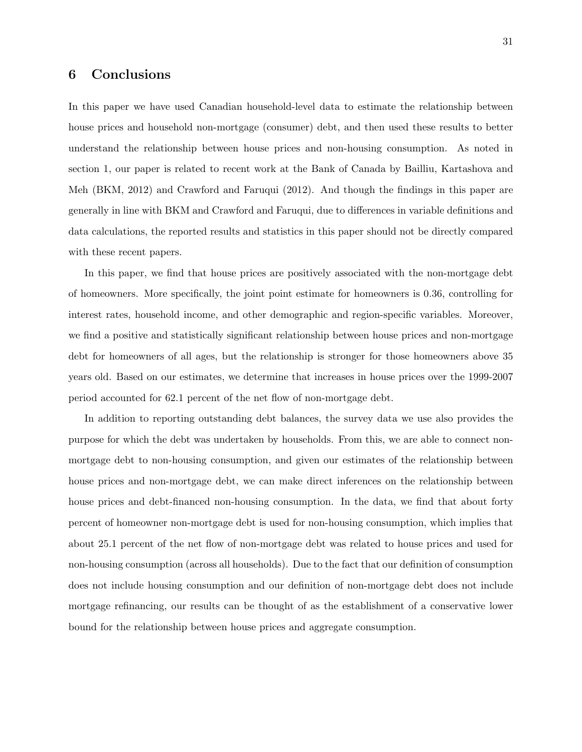## 6 Conclusions

In this paper we have used Canadian household-level data to estimate the relationship between house prices and household non-mortgage (consumer) debt, and then used these results to better understand the relationship between house prices and non-housing consumption. As noted in section 1, our paper is related to recent work at the Bank of Canada by Bailliu, Kartashova and Meh (BKM, 2012) and Crawford and Faruqui (2012). And though the findings in this paper are generally in line with BKM and Crawford and Faruqui, due to differences in variable definitions and data calculations, the reported results and statistics in this paper should not be directly compared with these recent papers.

In this paper, we find that house prices are positively associated with the non-mortgage debt of homeowners. More specifically, the joint point estimate for homeowners is 0.36, controlling for interest rates, household income, and other demographic and region-specific variables. Moreover, we find a positive and statistically significant relationship between house prices and non-mortgage debt for homeowners of all ages, but the relationship is stronger for those homeowners above 35 years old. Based on our estimates, we determine that increases in house prices over the 1999-2007 period accounted for 62.1 percent of the net flow of non-mortgage debt.

In addition to reporting outstanding debt balances, the survey data we use also provides the purpose for which the debt was undertaken by households. From this, we are able to connect non-mortgage debt to non-housing consumption, and given our estimates of the relationship between house prices and non-mortgage debt, we can make direct inferences on the relationship between house prices and debt-financed non-housing consumption. In the data, we find that about forty percent of homeowner non-mortgage debt is used for non-housing consumption, which implies that about 25.1 percent of the net flow of non-mortgage debt was related to house prices and used for non-housing consumption (across all households). Due to the fact that our definition of consumption does not include housing consumption and our definition of non-mortgage debt does not include mortgage refinancing, our results can be thought of as the establishment of a conservative lower bound for the relationship between house prices and aggregate consumption.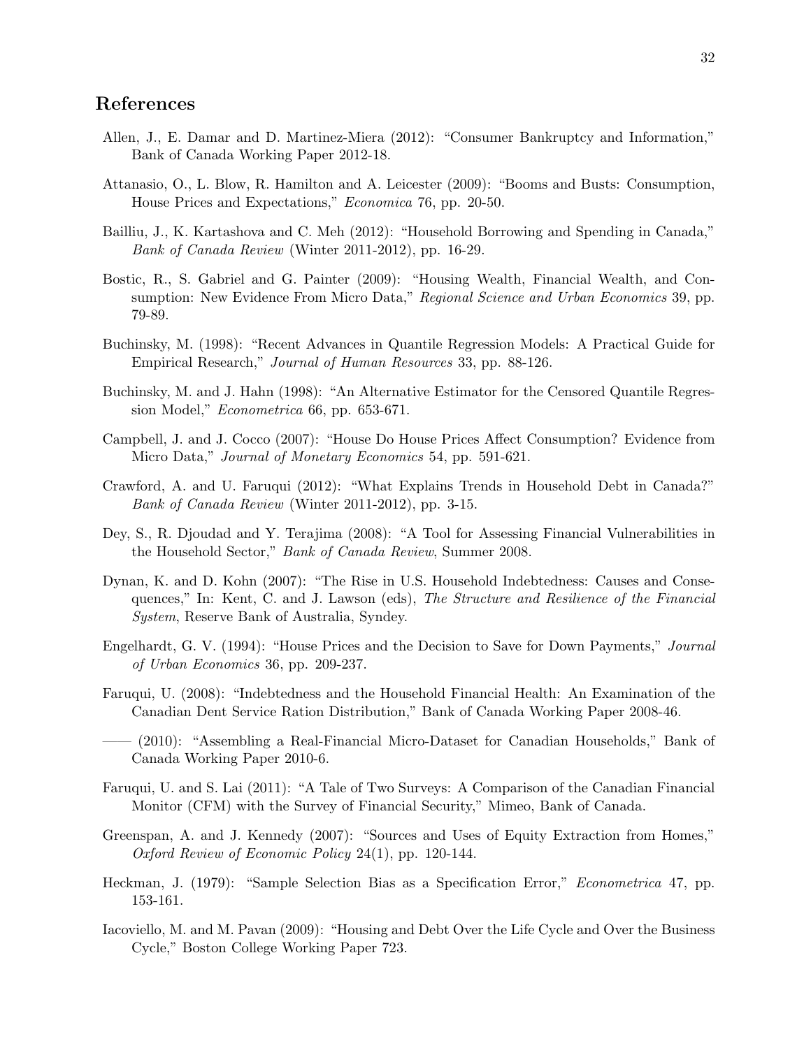## References

Allen, J., E. Damar and D. Martinez-Miera (2012): "Consumer Bankruptcy and Information," Bank of Canada Working Paper 2012-18.

Attanasio, O., L. Blow, R. Hamilton and A. Leicester (2009): "Booms and Busts: Consumption, House Prices and Expectations," *Economica* 76, pp. 20-50.

Bailliu, J., K. Kartashova and C. Meh (2012): "Household Borrowing and Spending in Canada," *Bank of Canada Review* (Winter 2011-2012), pp. 16-29.

Bostic, R., S. Gabriel and G. Painter (2009): "Housing Wealth, Financial Wealth, and Consumption: New Evidence From Micro Data," *Regional Science and Urban Economics* 39, pp. 79-89.

Buchinsky, M. (1998): "Recent Advances in Quantile Regression Models: A Practical Guide for Empirical Research," *Journal of Human Resources* 33, pp. 88-126.

Buchinsky, M. and J. Hahn (1998): "An Alternative Estimator for the Censored Quantile Regression Model," *Econometrica* 66, pp. 653-671.

Campbell, J. and J. Cocco (2007): "House Do House Prices Affect Consumption? Evidence from Micro Data," *Journal of Monetary Economics* 54, pp. 591-621.

Crawford, A. and U. Faruqui (2012): "What Explains Trends in Household Debt in Canada?" *Bank of Canada Review* (Winter 2011-2012), pp. 3-15.

Dey, S., R. Djoudad and Y. Terajima (2008): "A Tool for Assessing Financial Vulnerabilities in the Household Sector," *Bank of Canada Review*, Summer 2008.

Dynan, K. and D. Kohn (2007): "The Rise in U.S. Household Indebtedness: Causes and Consequences," In: Kent, C. and J. Lawson (eds), *The Structure and Resilience of the Financial System*, Reserve Bank of Australia, Syndey.

Engelhardt, G. V. (1994): "House Prices and the Decision to Save for Down Payments," *Journal of Urban Economics* 36, pp. 209-237.

Faruqui, U. (2008): "Indebtedness and the Household Financial Health: An Examination of the Canadian Dent Service Ration Distribution," Bank of Canada Working Paper 2008-46.

—— (2010): "Assembling a Real-Financial Micro-Dataset for Canadian Households," Bank of Canada Working Paper 2010-6.

Faruqui, U. and S. Lai (2011): "A Tale of Two Surveys: A Comparison of the Canadian Financial Monitor (CFM) with the Survey of Financial Security," Mimeo, Bank of Canada.

Greenspan, A. and J. Kennedy (2007): "Sources and Uses of Equity Extraction from Homes," *Oxford Review of Economic Policy* 24(1), pp. 120-144.

Heckman, J. (1979): "Sample Selection Bias as a Specification Error," *Econometrica* 47, pp. 153-161.

Iacoviello, M. and M. Pavan (2009): "Housing and Debt Over the Life Cycle and Over the Business Cycle," Boston College Working Paper 723.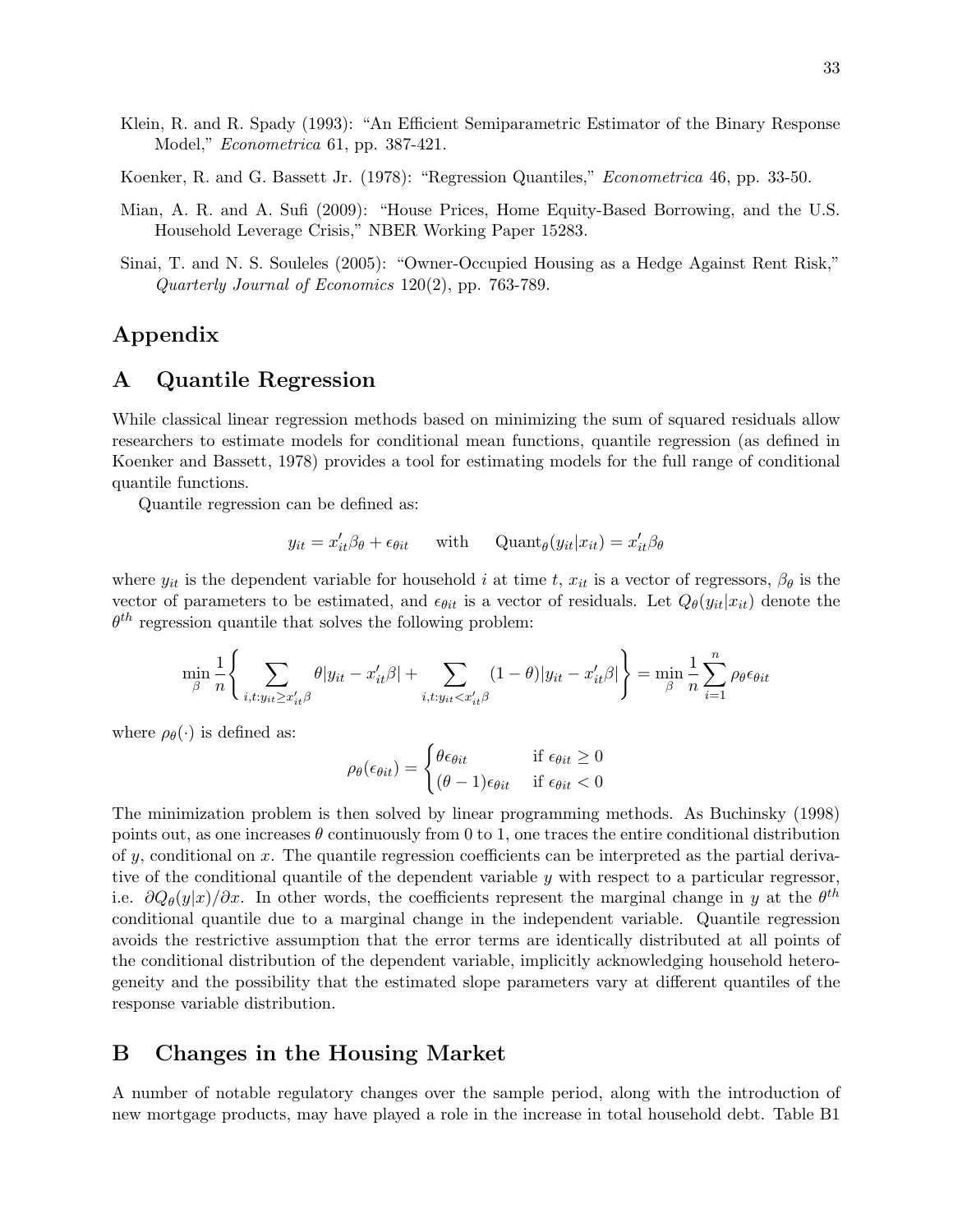Klein, R. and R. Spady (1993): "An Efficient Semiparametric Estimator of the Binary Response Model," *Econometrica* 61, pp. 387-421.

Koenker, R. and G. Bassett Jr. (1978): "Regression Quantiles," *Econometrica* 46, pp. 33-50.

Mian, A. R. and A. Sufi (2009): "House Prices, Home Equity-Based Borrowing, and the U.S. Household Leverage Crisis," NBER Working Paper 15283.

Sinai, T. and N. S. Souleles (2005): "Owner-Occupied Housing as a Hedge Against Rent Risk," *Quarterly Journal of Economics* 120(2), pp. 763-789.

# Appendix

## A Quantile Regression

While classical linear regression methods based on minimizing the sum of squared residuals allow researchers to estimate models for conditional mean functions, quantile regression (as defined in Koenker and Bassett, 1978) provides a tool for estimating models for the full range of conditional quantile functions.

Quantile regression can be defined as:

$$y_{it} = x'_{it}\beta_\theta + \epsilon_{\theta it} \qquad \text{with} \qquad \text{Quant}_\theta(y_{it}|x_{it}) = x'_{it}\beta_\theta$$

where $y_{it}$ is the dependent variable for household $i$ at time $t$, $x_{it}$ is a vector of regressors, $\beta_\theta$ is the vector of parameters to be estimated, and $\epsilon_{\theta it}$ is a vector of residuals. Let $Q_\theta(y_{it}|x_{it})$ denote the $\theta^{th}$ regression quantile that solves the following problem:

$$\min_\beta \frac{1}{n}\left\{ \sum_{i,t:y_{it}\geq x'_{it}\beta} \theta|y_{it} - x'_{it}\beta| + \sum_{i,t:y_{it}<x'_{it}\beta} (1-\theta)|y_{it} - x'_{it}\beta| \right\} = \min_\beta \frac{1}{n}\sum_{i=1}^{n} \rho_\theta \epsilon_{\theta it}$$

where $\rho_\theta(\cdot)$ is defined as:

$$\rho_\theta(\epsilon_{\theta it}) = \begin{cases} \theta\epsilon_{\theta it} & \text{if } \epsilon_{\theta it} \geq 0 \\ (\theta - 1)\epsilon_{\theta it} & \text{if } \epsilon_{\theta it} < 0 \end{cases}$$

The minimization problem is then solved by linear programming methods. As Buchinsky (1998) points out, as one increases $\theta$ continuously from 0 to 1, one traces the entire conditional distribution of $y$, conditional on $x$. The quantile regression coefficients can be interpreted as the partial derivative of the conditional quantile of the dependent variable $y$ with respect to a particular regressor, i.e. $\partial Q_\theta(y|x)/\partial x$. In other words, the coefficients represent the marginal change in $y$ at the $\theta^{th}$ conditional quantile due to a marginal change in the independent variable. Quantile regression avoids the restrictive assumption that the error terms are identically distributed at all points of the conditional distribution of the dependent variable, implicitly acknowledging household heterogeneity and the possibility that the estimated slope parameters vary at different quantiles of the response variable distribution.

## B Changes in the Housing Market

A number of notable regulatory changes over the sample period, along with the introduction of new mortgage products, may have played a role in the increase in total household debt. Table B1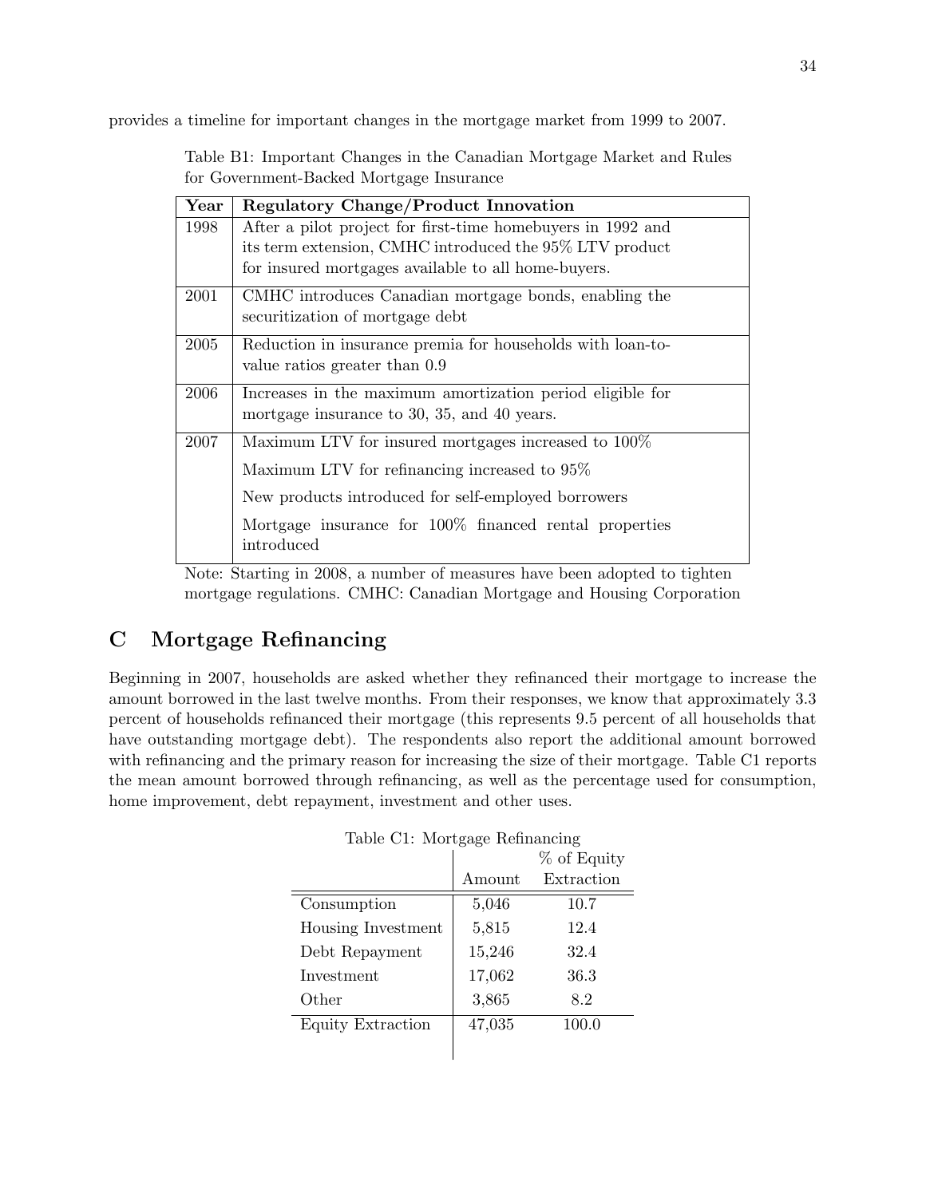provides a timeline for important changes in the mortgage market from 1999 to 2007.

Table B1: Important Changes in the Canadian Mortgage Market and Rules for Government-Backed Mortgage Insurance

| Year | Regulatory Change/Product Innovation |
|---|---|
| 1998 | After a pilot project for first-time homebuyers in 1992 and its term extension, CMHC introduced the 95% LTV product for insured mortgages available to all home-buyers. |
| 2001 | CMHC introduces Canadian mortgage bonds, enabling the securitization of mortgage debt |
| 2005 | Reduction in insurance premia for households with loan-to-value ratios greater than 0.9 |
| 2006 | Increases in the maximum amortization period eligible for mortgage insurance to 30, 35, and 40 years. |
| 2007 | Maximum LTV for insured mortgages increased to 100% |
| | Maximum LTV for refinancing increased to 95% |
| | New products introduced for self-employed borrowers |
| | Mortgage insurance for 100% financed rental properties introduced |

Note: Starting in 2008, a number of measures have been adopted to tighten mortgage regulations. CMHC: Canadian Mortgage and Housing Corporation

# C Mortgage Refinancing

Beginning in 2007, households are asked whether they refinanced their mortgage to increase the amount borrowed in the last twelve months. From their responses, we know that approximately 3.3 percent of households refinanced their mortgage (this represents 9.5 percent of all households that have outstanding mortgage debt). The respondents also report the additional amount borrowed with refinancing and the primary reason for increasing the size of their mortgage. Table C1 reports the mean amount borrowed through refinancing, as well as the percentage used for consumption, home improvement, debt repayment, investment and other uses.

Table C1: Mortgage Refinancing

| | Amount | % of Equity Extraction |
|---|---|---|
| Consumption | 5,046 | 10.7 |
| Housing Investment | 5,815 | 12.4 |
| Debt Repayment | 15,246 | 32.4 |
| Investment | 17,062 | 36.3 |
| Other | 3,865 | 8.2 |
| Equity Extraction | 47,035 | 100.0 |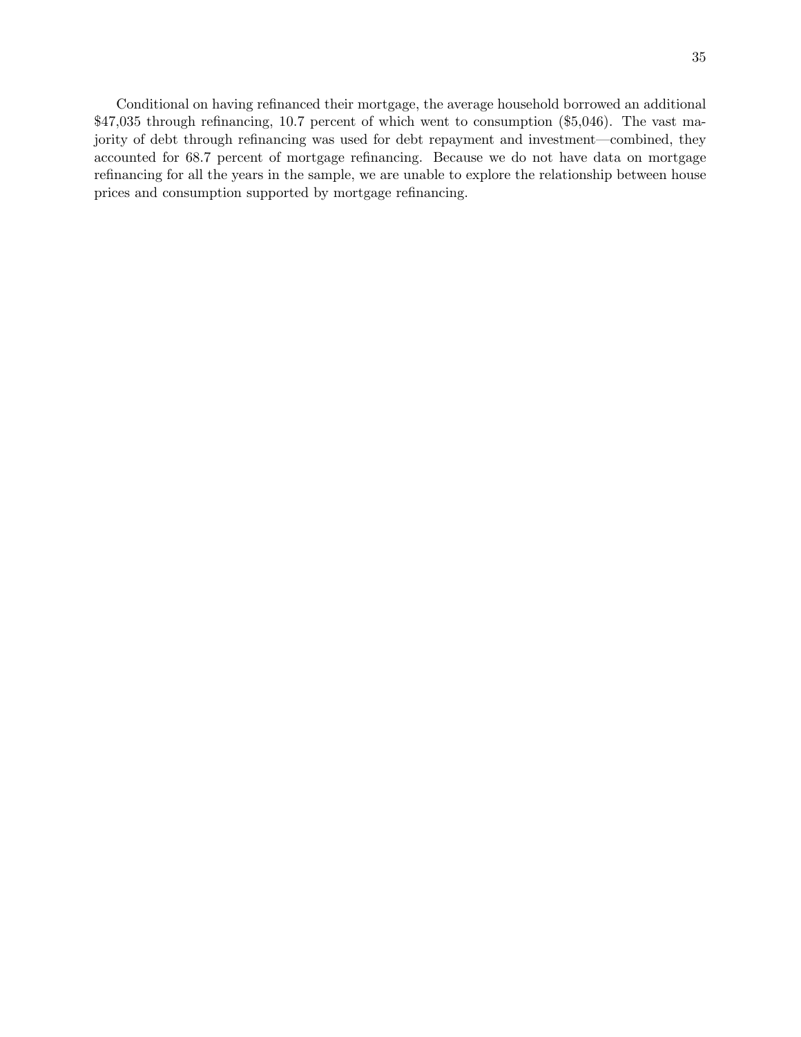Conditional on having refinanced their mortgage, the average household borrowed an additional $47,035 through refinancing, 10.7 percent of which went to consumption ($5,046). The vast majority of debt through refinancing was used for debt repayment and investment—combined, they accounted for 68.7 percent of mortgage refinancing. Because we do not have data on mortgage refinancing for all the years in the sample, we are unable to explore the relationship between house prices and consumption supported by mortgage refinancing.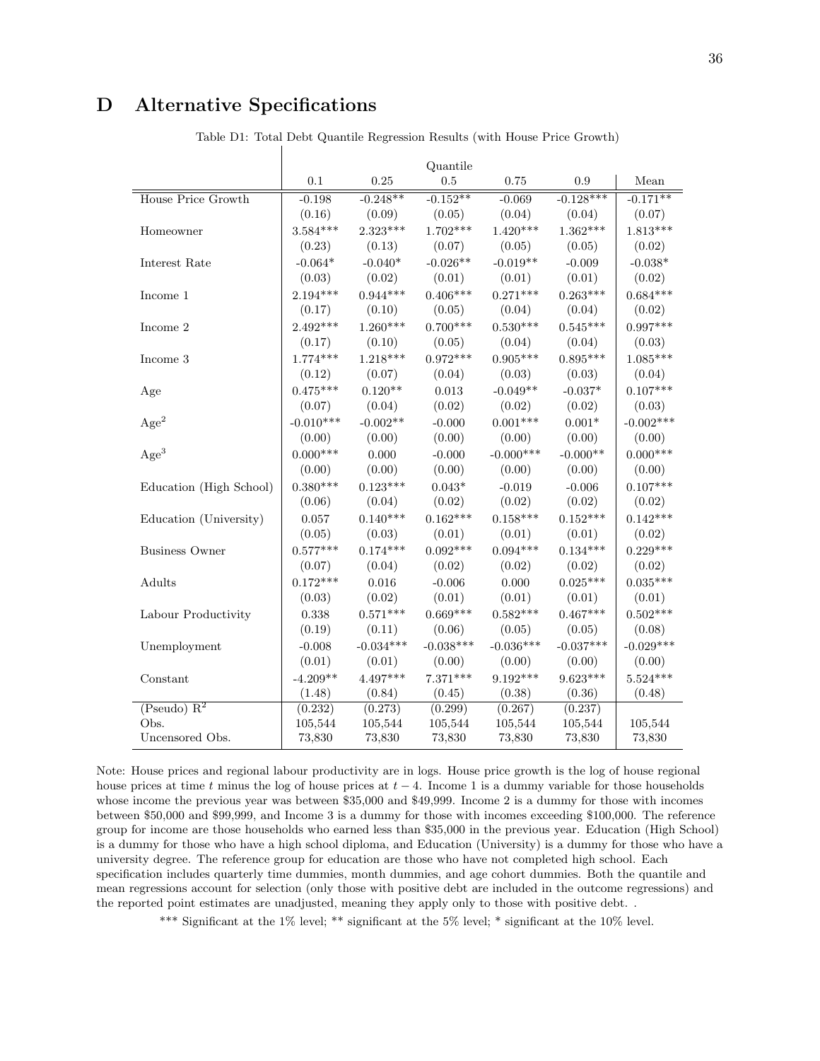# D Alternative Specifications

Table D1: Total Debt Quantile Regression Results (with House Price Growth)

| | Quantile | | | | | |
|---|---|---|---|---|---|---|
| | 0.1 | 0.25 | 0.5 | 0.75 | 0.9 | Mean |
| House Price Growth | -0.198 | -0.248** | -0.152** | -0.069 | -0.128*** | -0.171** |
| | (0.16) | (0.09) | (0.05) | (0.04) | (0.04) | (0.07) |
| Homeowner | 3.584*** | 2.323*** | 1.702*** | 1.420*** | 1.362*** | 1.813*** |
| | (0.23) | (0.13) | (0.07) | (0.05) | (0.05) | (0.02) |
| Interest Rate | -0.064* | -0.040* | -0.026** | -0.019** | -0.009 | -0.038* |
| | (0.03) | (0.02) | (0.01) | (0.01) | (0.01) | (0.02) |
| Income 1 | 2.194*** | 0.944*** | 0.406*** | 0.271*** | 0.263*** | 0.684*** |
| | (0.17) | (0.10) | (0.05) | (0.04) | (0.04) | (0.02) |
| Income 2 | 2.492*** | 1.260*** | 0.700*** | 0.530*** | 0.545*** | 0.997*** |
| | (0.17) | (0.10) | (0.05) | (0.04) | (0.04) | (0.03) |
| Income 3 | 1.774*** | 1.218*** | 0.972*** | 0.905*** | 0.895*** | 1.085*** |
| | (0.12) | (0.07) | (0.04) | (0.03) | (0.03) | (0.04) |
| Age | 0.475*** | 0.120** | 0.013 | -0.049** | -0.037* | 0.107*** |
| | (0.07) | (0.04) | (0.02) | (0.02) | (0.02) | (0.03) |
| $Age^2$ | -0.010*** | -0.002** | -0.000 | 0.001*** | 0.001* | -0.002*** |
| | (0.00) | (0.00) | (0.00) | (0.00) | (0.00) | (0.00) |
| $Age^3$ | 0.000*** | 0.000 | -0.000 | -0.000*** | -0.000** | 0.000*** |
| | (0.00) | (0.00) | (0.00) | (0.00) | (0.00) | (0.00) |
| Education (High School) | 0.380*** | 0.123*** | 0.043* | -0.019 | -0.006 | 0.107*** |
| | (0.06) | (0.04) | (0.02) | (0.02) | (0.02) | (0.02) |
| Education (University) | 0.057 | 0.140*** | 0.162*** | 0.158*** | 0.152*** | 0.142*** |
| | (0.05) | (0.03) | (0.01) | (0.01) | (0.01) | (0.02) |
| Business Owner | 0.577*** | 0.174*** | 0.092*** | 0.094*** | 0.134*** | 0.229*** |
| | (0.07) | (0.04) | (0.02) | (0.02) | (0.02) | (0.02) |
| Adults | 0.172*** | 0.016 | -0.006 | 0.000 | 0.025*** | 0.035*** |
| | (0.03) | (0.02) | (0.01) | (0.01) | (0.01) | (0.01) |
| Labour Productivity | 0.338 | 0.571*** | 0.669*** | 0.582*** | 0.467*** | 0.502*** |
| | (0.19) | (0.11) | (0.06) | (0.05) | (0.05) | (0.08) |
| Unemployment | -0.008 | -0.034*** | -0.038*** | -0.036*** | -0.037*** | -0.029*** |
| | (0.01) | (0.01) | (0.00) | (0.00) | (0.00) | (0.00) |
| Constant | -4.209** | 4.497*** | 7.371*** | 9.192*** | 9.623*** | 5.524*** |
| | (1.48) | (0.84) | (0.45) | (0.38) | (0.36) | (0.48) |
| (Pseudo) $R^2$ | (0.232) | (0.273) | (0.299) | (0.267) | (0.237) | |
| Obs. | 105,544 | 105,544 | 105,544 | 105,544 | 105,544 | 105,544 |
| Uncensored Obs. | 73,830 | 73,830 | 73,830 | 73,830 | 73,830 | 73,830 |

Note: House prices and regional labour productivity are in logs. House price growth is the log of house regional house prices at time $t$ minus the log of house prices at $t-4$. Income 1 is a dummy variable for those households whose income the previous year was between \$35,000 and \$49,999. Income 2 is a dummy for those with incomes between \$50,000 and \$99,999, and Income 3 is a dummy for those with incomes exceeding \$100,000. The reference group for income are those households who earned less than \$35,000 in the previous year. Education (High School) is a dummy for those who have a high school diploma, and Education (University) is a dummy for those who have a university degree. The reference group for education are those who have not completed high school. Each specification includes quarterly time dummies, month dummies, and age cohort dummies. Both the quantile and mean regressions account for selection (only those with positive debt are included in the outcome regressions) and the reported point estimates are unadjusted, meaning they apply only to those with positive debt. .

*** Significant at the 1% level; ** significant at the 5% level; * significant at the 10% level.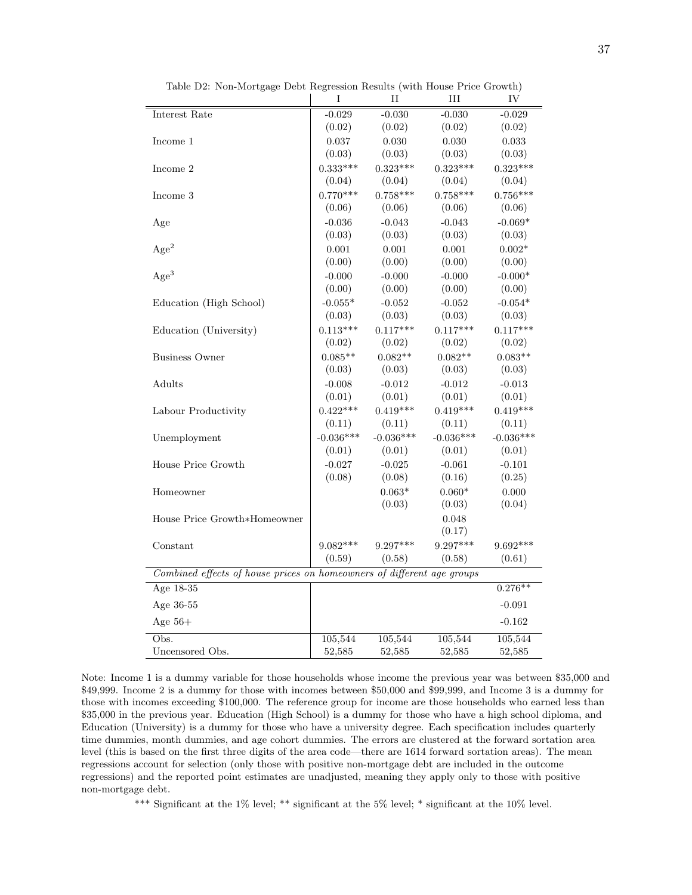Table D2: Non-Mortgage Debt Regression Results (with House Price Growth)

| | I | II | III | IV |
|---|---|---|---|---|
| Interest Rate | -0.029 | -0.030 | -0.030 | -0.029 |
| | (0.02) | (0.02) | (0.02) | (0.02) |
| Income 1 | 0.037 | 0.030 | 0.030 | 0.033 |
| | (0.03) | (0.03) | (0.03) | (0.03) |
| Income 2 | 0.333*** | 0.323*** | 0.323*** | 0.323*** |
| | (0.04) | (0.04) | (0.04) | (0.04) |
| Income 3 | 0.770*** | 0.758*** | 0.758*** | 0.756*** |
| | (0.06) | (0.06) | (0.06) | (0.06) |
| Age | -0.036 | -0.043 | -0.043 | -0.069* |
| | (0.03) | (0.03) | (0.03) | (0.03) |
| $\text{Age}^2$ | 0.001 | 0.001 | 0.001 | 0.002* |
| | (0.00) | (0.00) | (0.00) | (0.00) |
| $\text{Age}^3$ | -0.000 | -0.000 | -0.000 | -0.000* |
| | (0.00) | (0.00) | (0.00) | (0.00) |
| Education (High School) | -0.055* | -0.052 | -0.052 | -0.054* |
| | (0.03) | (0.03) | (0.03) | (0.03) |
| Education (University) | 0.113*** | 0.117*** | 0.117*** | 0.117*** |
| | (0.02) | (0.02) | (0.02) | (0.02) |
| Business Owner | 0.085** | 0.082** | 0.082** | 0.083** |
| | (0.03) | (0.03) | (0.03) | (0.03) |
| Adults | -0.008 | -0.012 | -0.012 | -0.013 |
| | (0.01) | (0.01) | (0.01) | (0.01) |
| Labour Productivity | 0.422*** | 0.419*** | 0.419*** | 0.419*** |
| | (0.11) | (0.11) | (0.11) | (0.11) |
| Unemployment | -0.036*** | -0.036*** | -0.036*** | -0.036*** |
| | (0.01) | (0.01) | (0.01) | (0.01) |
| House Price Growth | -0.027 | -0.025 | -0.061 | -0.101 |
| | (0.08) | (0.08) | (0.16) | (0.25) |
| Homeowner | | 0.063* | 0.060* | 0.000 |
| | | (0.03) | (0.03) | (0.04) |
| House Price Growth*Homeowner | | | 0.048 | |
| | | | (0.17) | |
| Constant | 9.082*** | 9.297*** | 9.297*** | 9.692*** |
| | (0.59) | (0.58) | (0.58) | (0.61) |
| *Combined effects of house prices on homeowners of different age groups* | | | | |
| Age 18-35 | | | | 0.276** |
| Age 36-55 | | | | -0.091 |
| Age 56+ | | | | -0.162 |
| Obs. | 105,544 | 105,544 | 105,544 | 105,544 |
| Uncensored Obs. | 52,585 | 52,585 | 52,585 | 52,585 |

Note: Income 1 is a dummy variable for those households whose income the previous year was between \$35,000 and \$49,999. Income 2 is a dummy for those with incomes between \$50,000 and \$99,999, and Income 3 is a dummy for those with incomes exceeding \$100,000. The reference group for income are those households who earned less than \$35,000 in the previous year. Education (High School) is a dummy for those who have a high school diploma, and Education (University) is a dummy for those who have a university degree. Each specification includes quarterly time dummies, month dummies, and age cohort dummies. The errors are clustered at the forward sortation area level (this is based on the first three digits of the area code—there are 1614 forward sortation areas). The mean regressions account for selection (only those with positive non-mortgage debt are included in the outcome regressions) and the reported point estimates are unadjusted, meaning they apply only to those with positive non-mortgage debt.

*** Significant at the 1% level; ** significant at the 5% level; * significant at the 10% level.